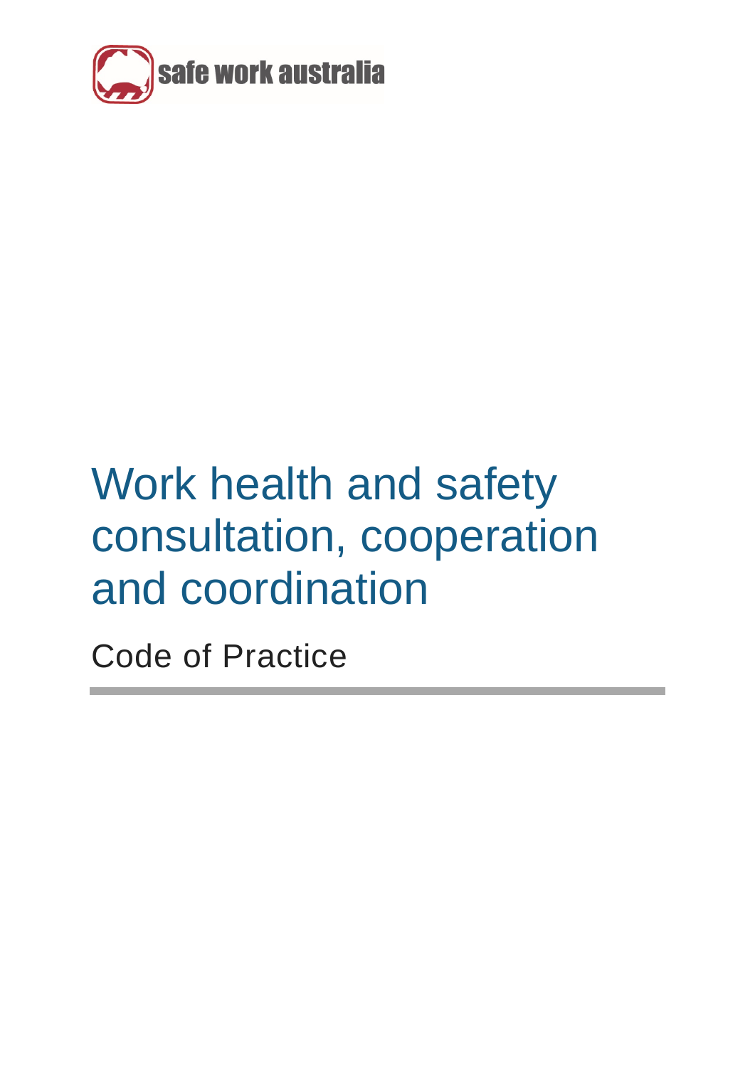safe work australia

# Work health and safety consultation, cooperation and coordination

## Code of Practice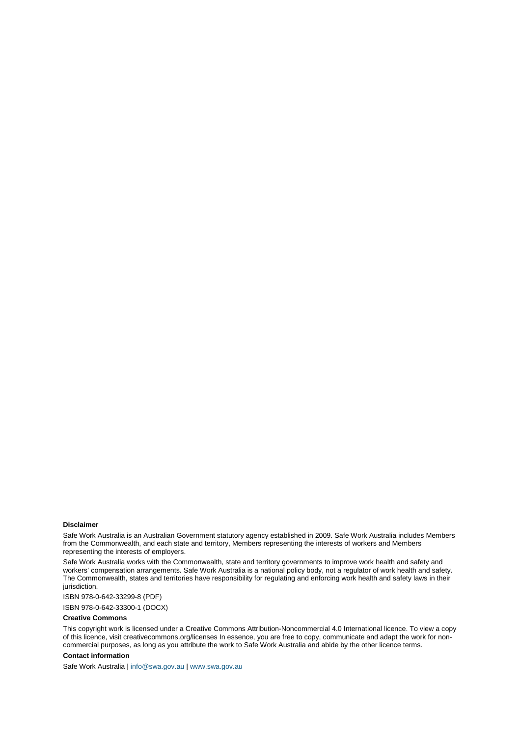**Disclaimer**

Safe Work Australia is an Australian Government statutory agency established in 2009. Safe Work Australia includes Members from the Commonwealth, and each state and territory, Members representing the interests of workers and Members representing the interests of employers.

Safe Work Australia works with the Commonwealth, state and territory governments to improve work health and safety and workers' compensation arrangements. Safe Work Australia is a national policy body, not a regulator of work health and safety. The Commonwealth, states and territories have responsibility for regulating and enforcing work health and safety laws in their jurisdiction.

ISBN 978-0-642-33299-8 (PDF)

ISBN 978-0-642-33300-1 (DOCX)

**Creative Commons**

This copyright work is licensed under a Creative Commons Attribution-Noncommercial 4.0 International licence. To view a copy of this licence, visit creativecommons.org/licenses In essence, you are free to copy, communicate and adapt the work for non-commercial purposes, as long as you attribute the work to Safe Work Australia and abide by the other licence terms.

**Contact information**

Safe Work Australia | info@swa.gov.au | www.swa.gov.au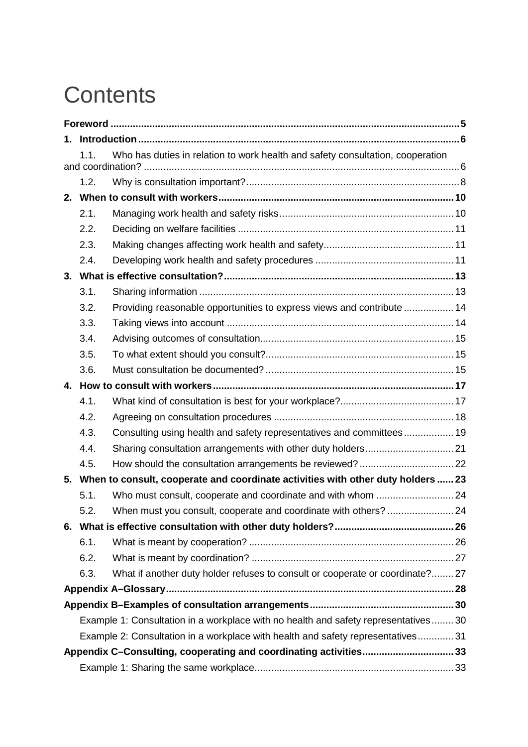# Contents

| | | |
|---|---|---|
| **Foreword** | | **5** |
| **1.** | **Introduction** | **6** |
| 1.1. | Who has duties in relation to work health and safety consultation, cooperation and coordination? | 6 |
| 1.2. | Why is consultation important? | 8 |
| **2.** | **When to consult with workers** | **10** |
| 2.1. | Managing work health and safety risks | 10 |
| 2.2. | Deciding on welfare facilities | 11 |
| 2.3. | Making changes affecting work health and safety | 11 |
| 2.4. | Developing work health and safety procedures | 11 |
| **3.** | **What is effective consultation?** | **13** |
| 3.1. | Sharing information | 13 |
| 3.2. | Providing reasonable opportunities to express views and contribute | 14 |
| 3.3. | Taking views into account | 14 |
| 3.4. | Advising outcomes of consultation | 15 |
| 3.5. | To what extent should you consult? | 15 |
| 3.6. | Must consultation be documented? | 15 |
| **4.** | **How to consult with workers** | **17** |
| 4.1. | What kind of consultation is best for your workplace? | 17 |
| 4.2. | Agreeing on consultation procedures | 18 |
| 4.3. | Consulting using health and safety representatives and committees | 19 |
| 4.4. | Sharing consultation arrangements with other duty holders | 21 |
| 4.5. | How should the consultation arrangements be reviewed? | 22 |
| **5.** | **When to consult, cooperate and coordinate activities with other duty holders** | **23** |
| 5.1. | Who must consult, cooperate and coordinate and with whom | 24 |
| 5.2. | When must you consult, cooperate and coordinate with others? | 24 |
| **6.** | **What is effective consultation with other duty holders?** | **26** |
| 6.1. | What is meant by cooperation? | 26 |
| 6.2. | What is meant by coordination? | 27 |
| 6.3. | What if another duty holder refuses to consult or cooperate or coordinate? | 27 |
| **Appendix A–Glossary** | | **28** |
| **Appendix B–Examples of consultation arrangements** | | **30** |
| | Example 1: Consultation in a workplace with no health and safety representatives | 30 |
| | Example 2: Consultation in a workplace with health and safety representatives | 31 |
| **Appendix C–Consulting, cooperating and coordinating activities** | | **33** |
| | Example 1: Sharing the same workplace | 33 |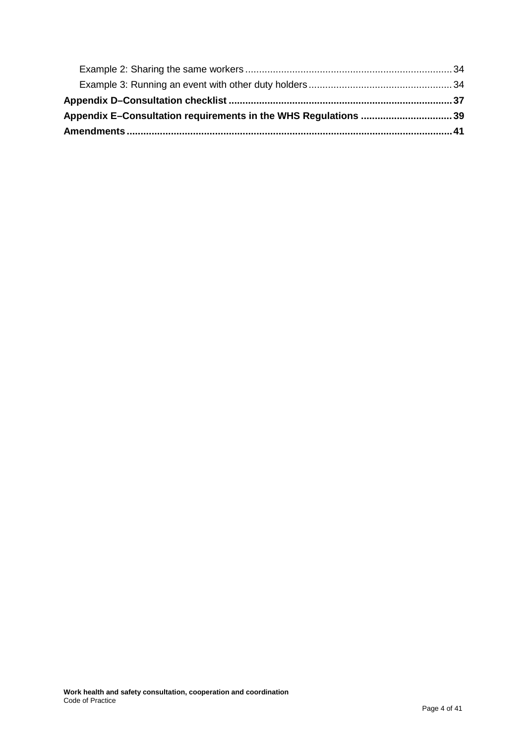Example 2: Sharing the same workers ........................................................................... 34

Example 3: Running an event with other duty holders .................................................... 34

**Appendix D–Consultation checklist ................................................................................ 37**

**Appendix E–Consultation requirements in the WHS Regulations ................................. 39**

**Amendments ..................................................................................................................... 41**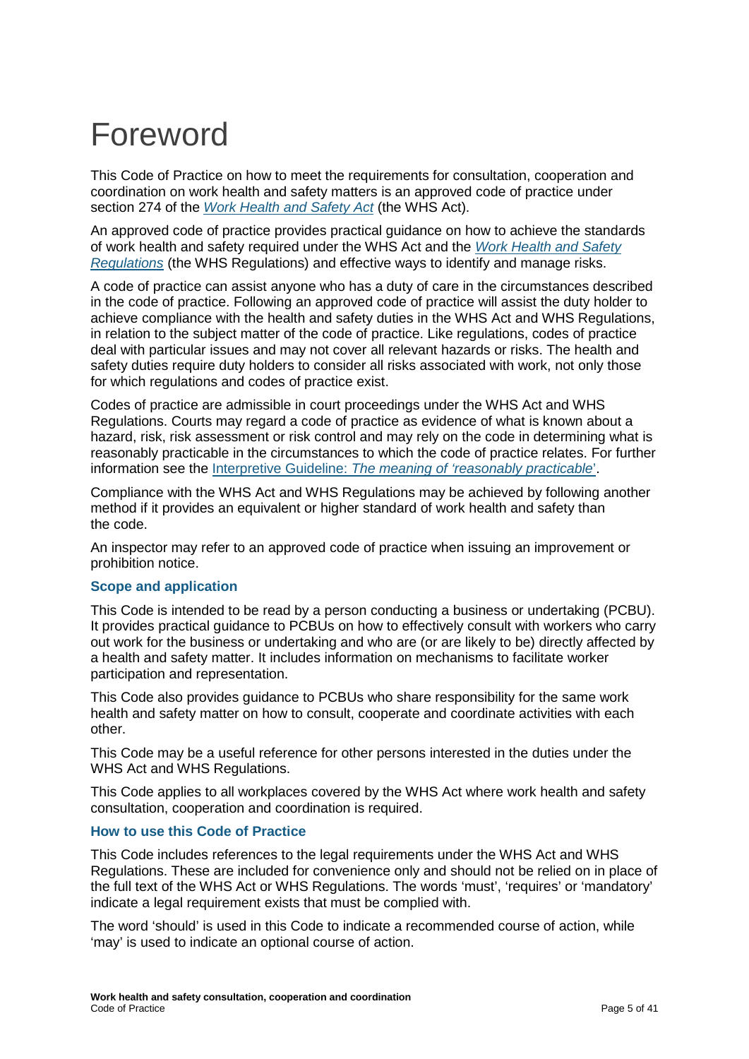# Foreword

This Code of Practice on how to meet the requirements for consultation, cooperation and coordination on work health and safety matters is an approved code of practice under section 274 of the *Work Health and Safety Act* (the WHS Act).

An approved code of practice provides practical guidance on how to achieve the standards of work health and safety required under the WHS Act and the *Work Health and Safety Regulations* (the WHS Regulations) and effective ways to identify and manage risks.

A code of practice can assist anyone who has a duty of care in the circumstances described in the code of practice. Following an approved code of practice will assist the duty holder to achieve compliance with the health and safety duties in the WHS Act and WHS Regulations, in relation to the subject matter of the code of practice. Like regulations, codes of practice deal with particular issues and may not cover all relevant hazards or risks. The health and safety duties require duty holders to consider all risks associated with work, not only those for which regulations and codes of practice exist.

Codes of practice are admissible in court proceedings under the WHS Act and WHS Regulations. Courts may regard a code of practice as evidence of what is known about a hazard, risk, risk assessment or risk control and may rely on the code in determining what is reasonably practicable in the circumstances to which the code of practice relates. For further information see the Interpretive Guideline: *The meaning of 'reasonably practicable'*.

Compliance with the WHS Act and WHS Regulations may be achieved by following another method if it provides an equivalent or higher standard of work health and safety than the code.

An inspector may refer to an approved code of practice when issuing an improvement or prohibition notice.

### Scope and application

This Code is intended to be read by a person conducting a business or undertaking (PCBU). It provides practical guidance to PCBUs on how to effectively consult with workers who carry out work for the business or undertaking and who are (or are likely to be) directly affected by a health and safety matter. It includes information on mechanisms to facilitate worker participation and representation.

This Code also provides guidance to PCBUs who share responsibility for the same work health and safety matter on how to consult, cooperate and coordinate activities with each other.

This Code may be a useful reference for other persons interested in the duties under the WHS Act and WHS Regulations.

This Code applies to all workplaces covered by the WHS Act where work health and safety consultation, cooperation and coordination is required.

### How to use this Code of Practice

This Code includes references to the legal requirements under the WHS Act and WHS Regulations. These are included for convenience only and should not be relied on in place of the full text of the WHS Act or WHS Regulations. The words 'must', 'requires' or 'mandatory' indicate a legal requirement exists that must be complied with.

The word 'should' is used in this Code to indicate a recommended course of action, while 'may' is used to indicate an optional course of action.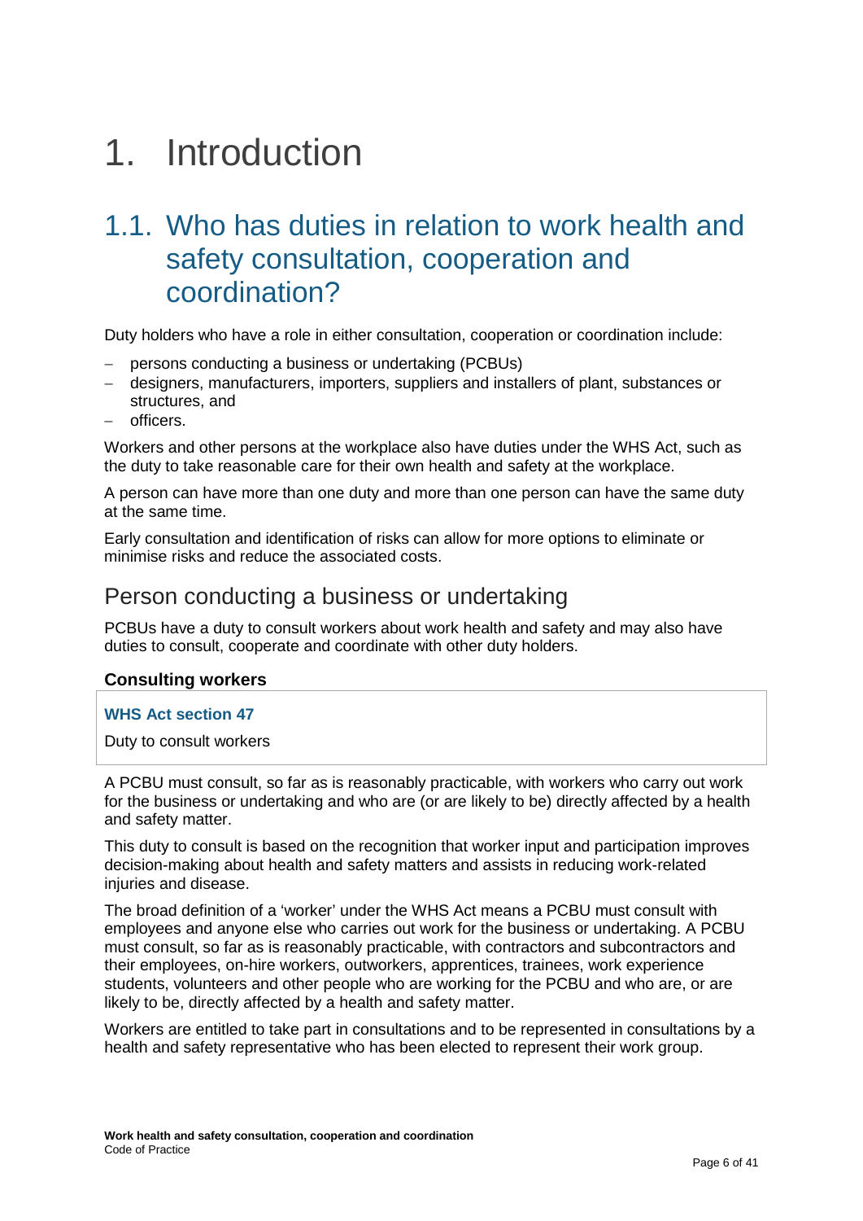# 1. Introduction

## 1.1. Who has duties in relation to work health and safety consultation, cooperation and coordination?

Duty holders who have a role in either consultation, cooperation or coordination include:

- persons conducting a business or undertaking (PCBUs)
- designers, manufacturers, importers, suppliers and installers of plant, substances or structures, and
- officers.

Workers and other persons at the workplace also have duties under the WHS Act, such as the duty to take reasonable care for their own health and safety at the workplace.

A person can have more than one duty and more than one person can have the same duty at the same time.

Early consultation and identification of risks can allow for more options to eliminate or minimise risks and reduce the associated costs.

### Person conducting a business or undertaking

PCBUs have a duty to consult workers about work health and safety and may also have duties to consult, cooperate and coordinate with other duty holders.

#### Consulting workers

**WHS Act section 47**

Duty to consult workers

A PCBU must consult, so far as is reasonably practicable, with workers who carry out work for the business or undertaking and who are (or are likely to be) directly affected by a health and safety matter.

This duty to consult is based on the recognition that worker input and participation improves decision-making about health and safety matters and assists in reducing work-related injuries and disease.

The broad definition of a 'worker' under the WHS Act means a PCBU must consult with employees and anyone else who carries out work for the business or undertaking. A PCBU must consult, so far as is reasonably practicable, with contractors and subcontractors and their employees, on-hire workers, outworkers, apprentices, trainees, work experience students, volunteers and other people who are working for the PCBU and who are, or are likely to be, directly affected by a health and safety matter.

Workers are entitled to take part in consultations and to be represented in consultations by a health and safety representative who has been elected to represent their work group.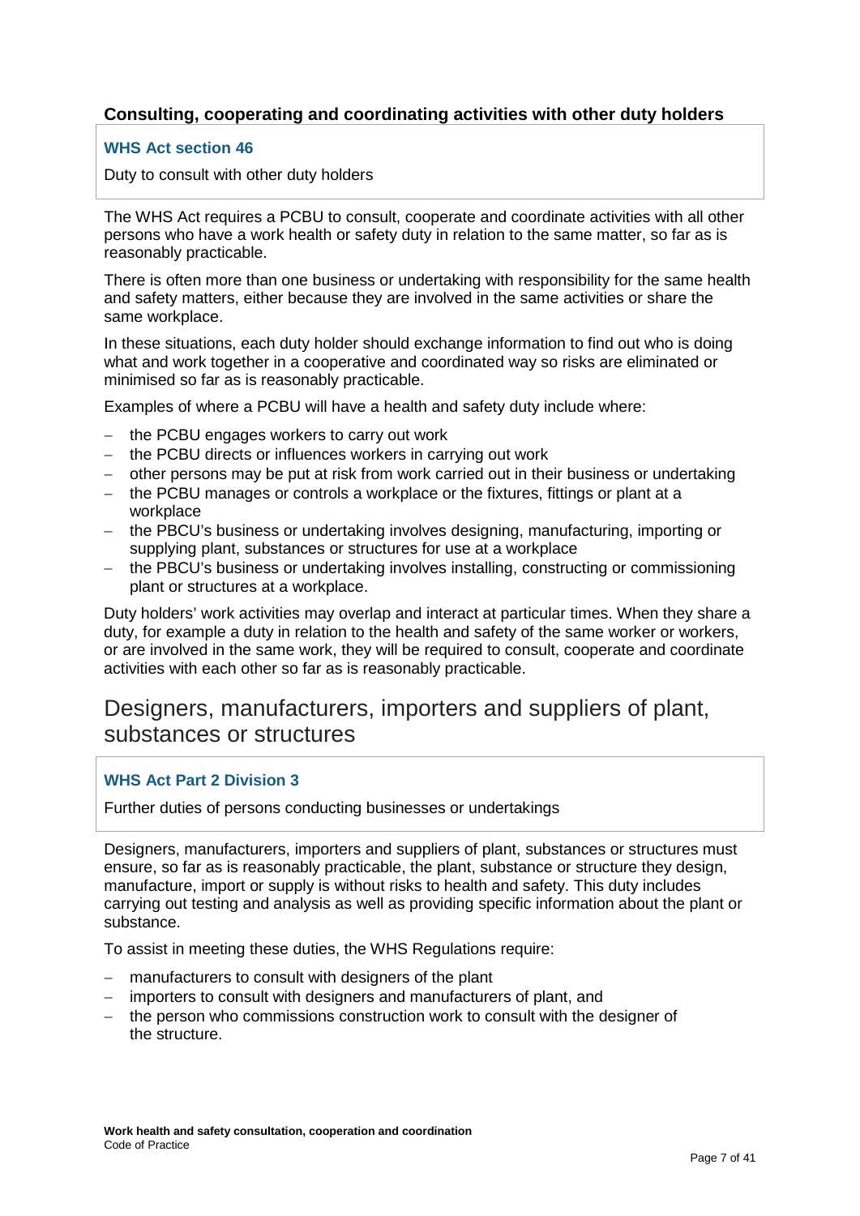### Consulting, cooperating and coordinating activities with other duty holders

> **WHS Act section 46**
>
> Duty to consult with other duty holders

The WHS Act requires a PCBU to consult, cooperate and coordinate activities with all other persons who have a work health or safety duty in relation to the same matter, so far as is reasonably practicable.

There is often more than one business or undertaking with responsibility for the same health and safety matters, either because they are involved in the same activities or share the same workplace.

In these situations, each duty holder should exchange information to find out who is doing what and work together in a cooperative and coordinated way so risks are eliminated or minimised so far as is reasonably practicable.

Examples of where a PCBU will have a health and safety duty include where:

- the PCBU engages workers to carry out work
- the PCBU directs or influences workers in carrying out work
- other persons may be put at risk from work carried out in their business or undertaking
- the PCBU manages or controls a workplace or the fixtures, fittings or plant at a workplace
- the PBCU's business or undertaking involves designing, manufacturing, importing or supplying plant, substances or structures for use at a workplace
- the PBCU's business or undertaking involves installing, constructing or commissioning plant or structures at a workplace.

Duty holders' work activities may overlap and interact at particular times. When they share a duty, for example a duty in relation to the health and safety of the same worker or workers, or are involved in the same work, they will be required to consult, cooperate and coordinate activities with each other so far as is reasonably practicable.

## Designers, manufacturers, importers and suppliers of plant, substances or structures

> **WHS Act Part 2 Division 3**
>
> Further duties of persons conducting businesses or undertakings

Designers, manufacturers, importers and suppliers of plant, substances or structures must ensure, so far as is reasonably practicable, the plant, substance or structure they design, manufacture, import or supply is without risks to health and safety. This duty includes carrying out testing and analysis as well as providing specific information about the plant or substance.

To assist in meeting these duties, the WHS Regulations require:

- manufacturers to consult with designers of the plant
- importers to consult with designers and manufacturers of plant, and
- the person who commissions construction work to consult with the designer of the structure.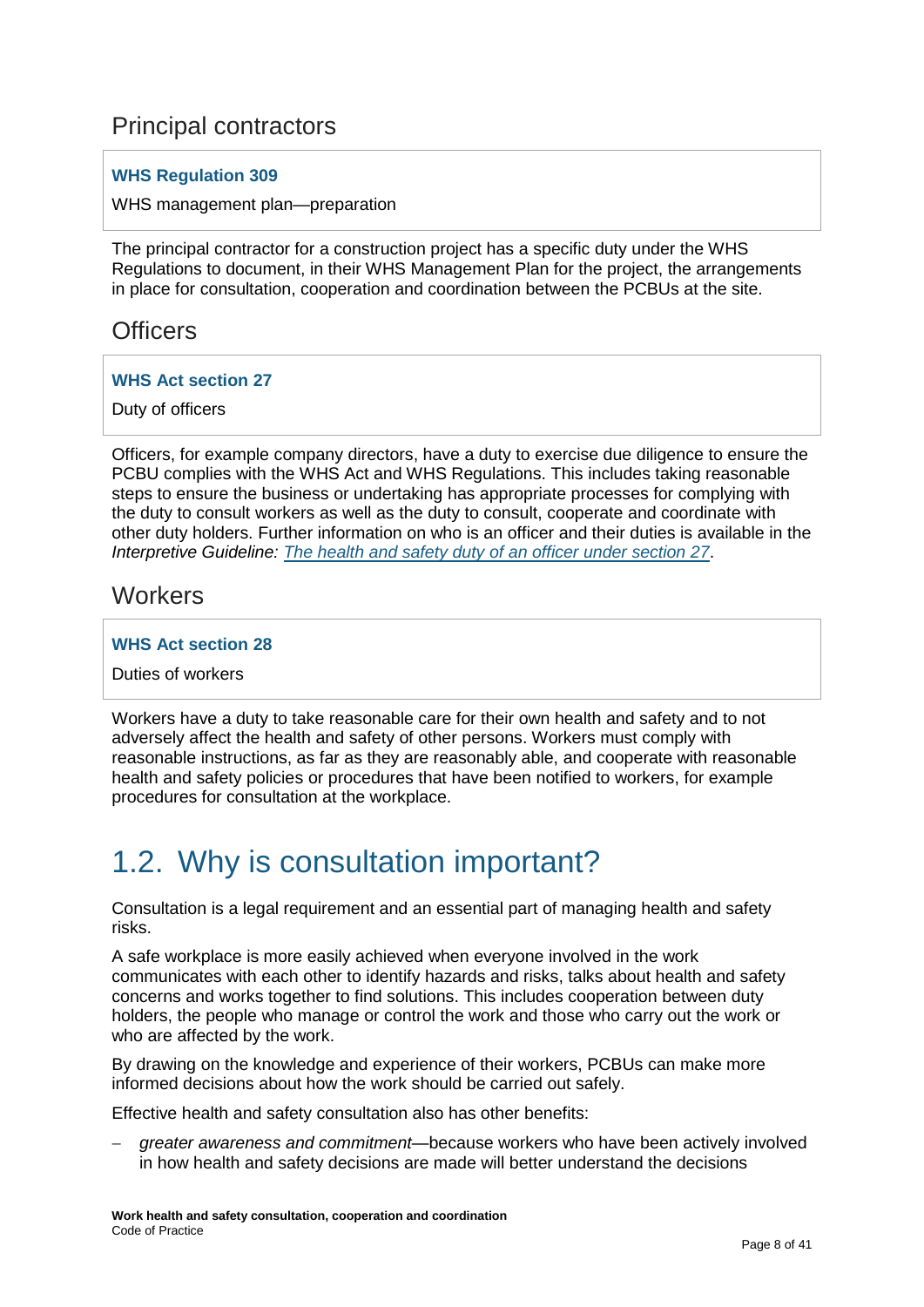## Principal contractors

> **WHS Regulation 309**
>
> WHS management plan—preparation

The principal contractor for a construction project has a specific duty under the WHS Regulations to document, in their WHS Management Plan for the project, the arrangements in place for consultation, cooperation and coordination between the PCBUs at the site.

## Officers

> **WHS Act section 27**
>
> Duty of officers

Officers, for example company directors, have a duty to exercise due diligence to ensure the PCBU complies with the WHS Act and WHS Regulations. This includes taking reasonable steps to ensure the business or undertaking has appropriate processes for complying with the duty to consult workers as well as the duty to consult, cooperate and coordinate with other duty holders. Further information on who is an officer and their duties is available in the *Interpretive Guideline: The health and safety duty of an officer under section 27*.

## Workers

> **WHS Act section 28**
>
> Duties of workers

Workers have a duty to take reasonable care for their own health and safety and to not adversely affect the health and safety of other persons. Workers must comply with reasonable instructions, as far as they are reasonably able, and cooperate with reasonable health and safety policies or procedures that have been notified to workers, for example procedures for consultation at the workplace.

# 1.2. Why is consultation important?

Consultation is a legal requirement and an essential part of managing health and safety risks.

A safe workplace is more easily achieved when everyone involved in the work communicates with each other to identify hazards and risks, talks about health and safety concerns and works together to find solutions. This includes cooperation between duty holders, the people who manage or control the work and those who carry out the work or who are affected by the work.

By drawing on the knowledge and experience of their workers, PCBUs can make more informed decisions about how the work should be carried out safely.

Effective health and safety consultation also has other benefits:

- *greater awareness and commitment*—because workers who have been actively involved in how health and safety decisions are made will better understand the decisions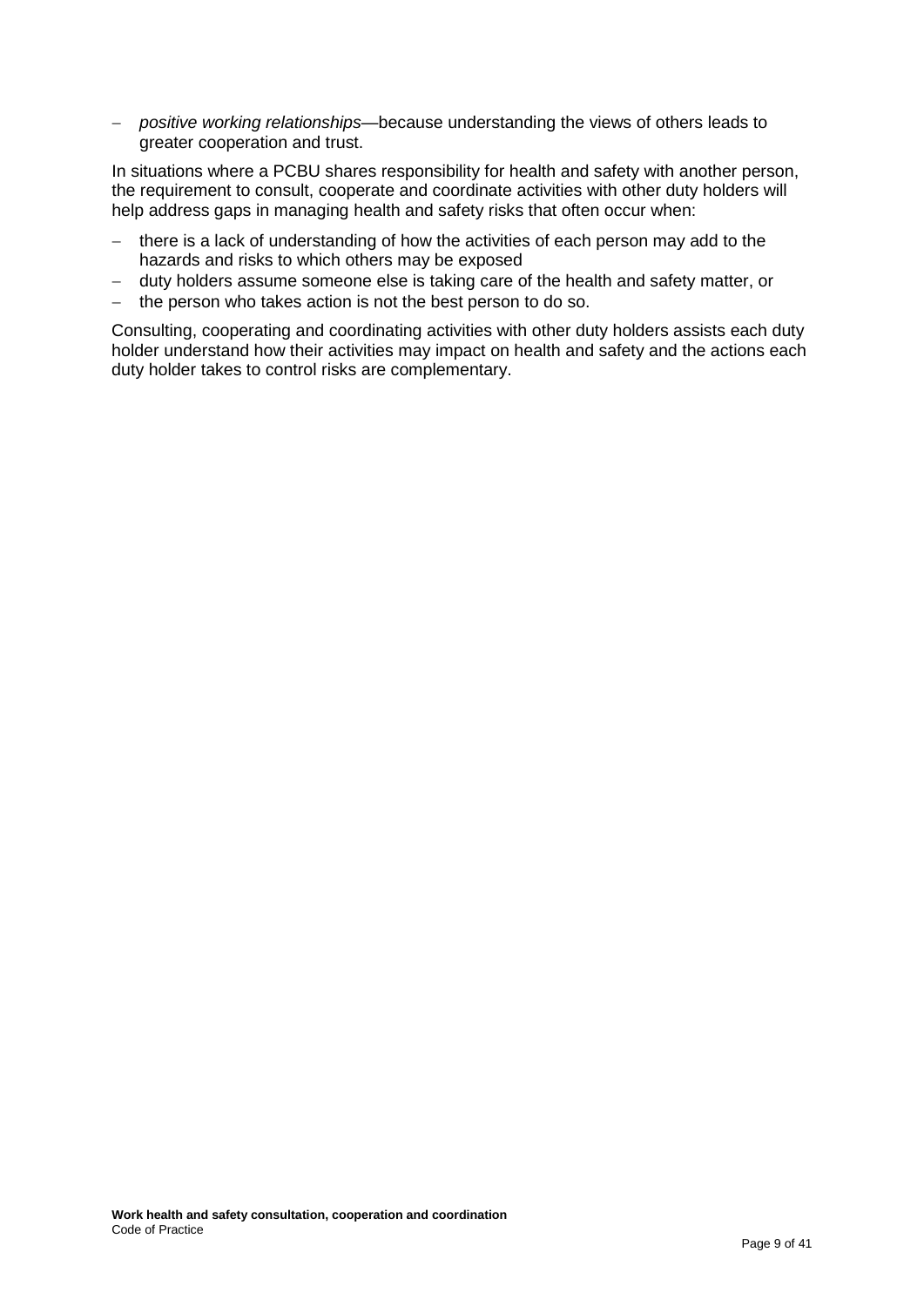- *positive working relationships*—because understanding the views of others leads to greater cooperation and trust.

In situations where a PCBU shares responsibility for health and safety with another person, the requirement to consult, cooperate and coordinate activities with other duty holders will help address gaps in managing health and safety risks that often occur when:

- there is a lack of understanding of how the activities of each person may add to the hazards and risks to which others may be exposed
- duty holders assume someone else is taking care of the health and safety matter, or
- the person who takes action is not the best person to do so.

Consulting, cooperating and coordinating activities with other duty holders assists each duty holder understand how their activities may impact on health and safety and the actions each duty holder takes to control risks are complementary.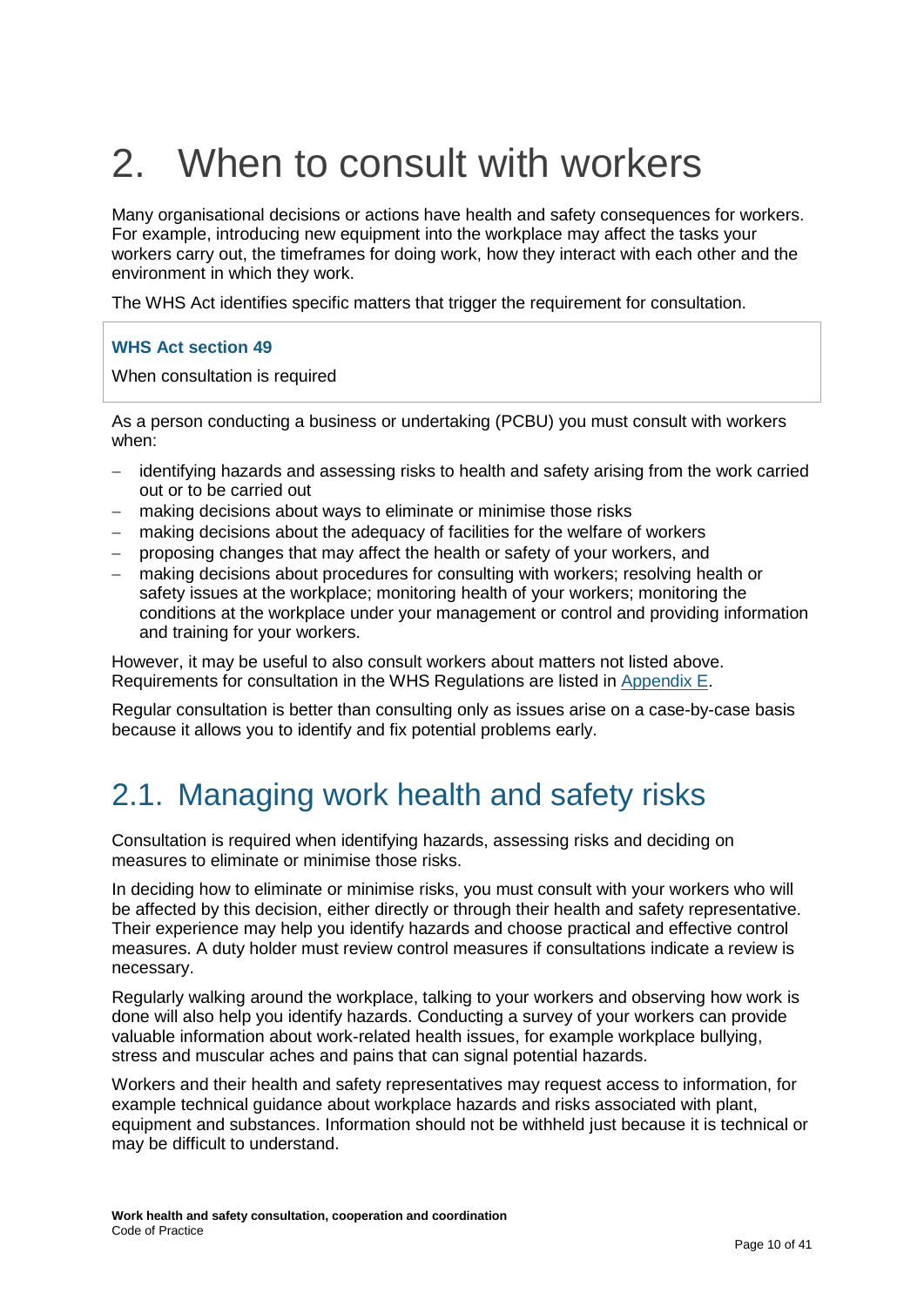# 2. When to consult with workers

Many organisational decisions or actions have health and safety consequences for workers. For example, introducing new equipment into the workplace may affect the tasks your workers carry out, the timeframes for doing work, how they interact with each other and the environment in which they work.

The WHS Act identifies specific matters that trigger the requirement for consultation.

**WHS Act section 49**

When consultation is required

As a person conducting a business or undertaking (PCBU) you must consult with workers when:

- identifying hazards and assessing risks to health and safety arising from the work carried out or to be carried out
- making decisions about ways to eliminate or minimise those risks
- making decisions about the adequacy of facilities for the welfare of workers
- proposing changes that may affect the health or safety of your workers, and
- making decisions about procedures for consulting with workers; resolving health or safety issues at the workplace; monitoring health of your workers; monitoring the conditions at the workplace under your management or control and providing information and training for your workers.

However, it may be useful to also consult workers about matters not listed above. Requirements for consultation in the WHS Regulations are listed in Appendix E.

Regular consultation is better than consulting only as issues arise on a case-by-case basis because it allows you to identify and fix potential problems early.

## 2.1. Managing work health and safety risks

Consultation is required when identifying hazards, assessing risks and deciding on measures to eliminate or minimise those risks.

In deciding how to eliminate or minimise risks, you must consult with your workers who will be affected by this decision, either directly or through their health and safety representative. Their experience may help you identify hazards and choose practical and effective control measures. A duty holder must review control measures if consultations indicate a review is necessary.

Regularly walking around the workplace, talking to your workers and observing how work is done will also help you identify hazards. Conducting a survey of your workers can provide valuable information about work-related health issues, for example workplace bullying, stress and muscular aches and pains that can signal potential hazards.

Workers and their health and safety representatives may request access to information, for example technical guidance about workplace hazards and risks associated with plant, equipment and substances. Information should not be withheld just because it is technical or may be difficult to understand.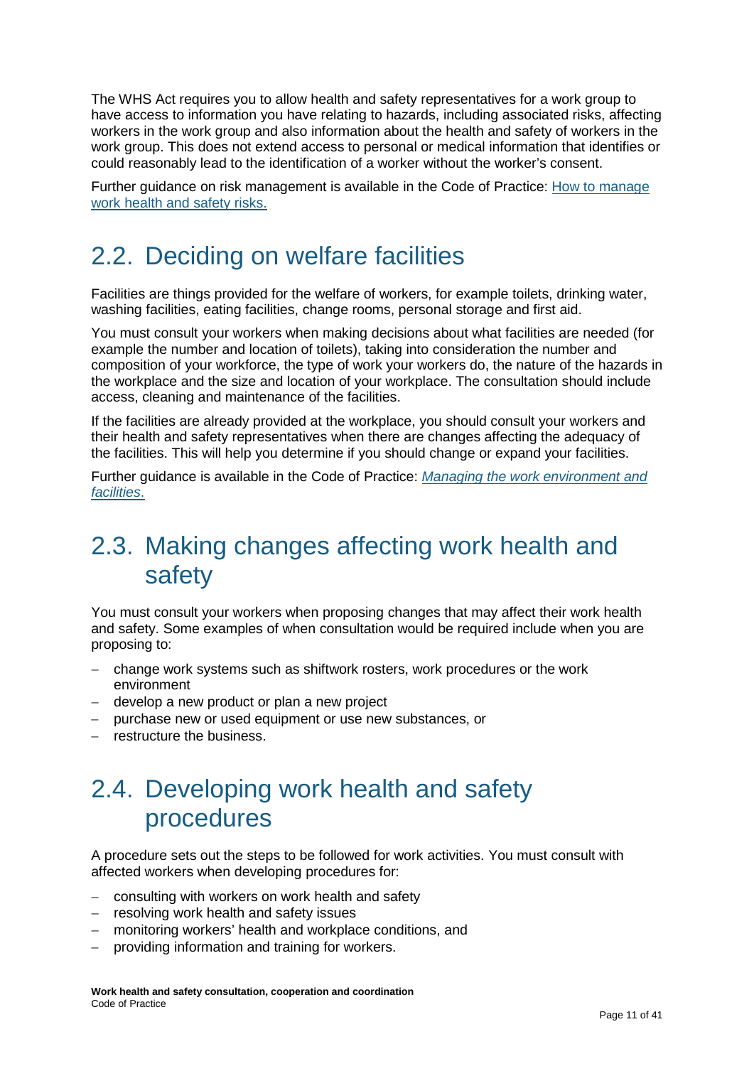The WHS Act requires you to allow health and safety representatives for a work group to have access to information you have relating to hazards, including associated risks, affecting workers in the work group and also information about the health and safety of workers in the work group. This does not extend access to personal or medical information that identifies or could reasonably lead to the identification of a worker without the worker's consent.

Further guidance on risk management is available in the Code of Practice: [How to manage work health and safety risks.]()

## 2.2. Deciding on welfare facilities

Facilities are things provided for the welfare of workers, for example toilets, drinking water, washing facilities, eating facilities, change rooms, personal storage and first aid.

You must consult your workers when making decisions about what facilities are needed (for example the number and location of toilets), taking into consideration the number and composition of your workforce, the type of work your workers do, the nature of the hazards in the workplace and the size and location of your workplace. The consultation should include access, cleaning and maintenance of the facilities.

If the facilities are already provided at the workplace, you should consult your workers and their health and safety representatives when there are changes affecting the adequacy of the facilities. This will help you determine if you should change or expand your facilities.

Further guidance is available in the Code of Practice: *[Managing the work environment and facilities]()*.

## 2.3. Making changes affecting work health and safety

You must consult your workers when proposing changes that may affect their work health and safety. Some examples of when consultation would be required include when you are proposing to:

- change work systems such as shiftwork rosters, work procedures or the work environment
- develop a new product or plan a new project
- purchase new or used equipment or use new substances, or
- restructure the business.

## 2.4. Developing work health and safety procedures

A procedure sets out the steps to be followed for work activities. You must consult with affected workers when developing procedures for:

- consulting with workers on work health and safety
- resolving work health and safety issues
- monitoring workers' health and workplace conditions, and
- providing information and training for workers.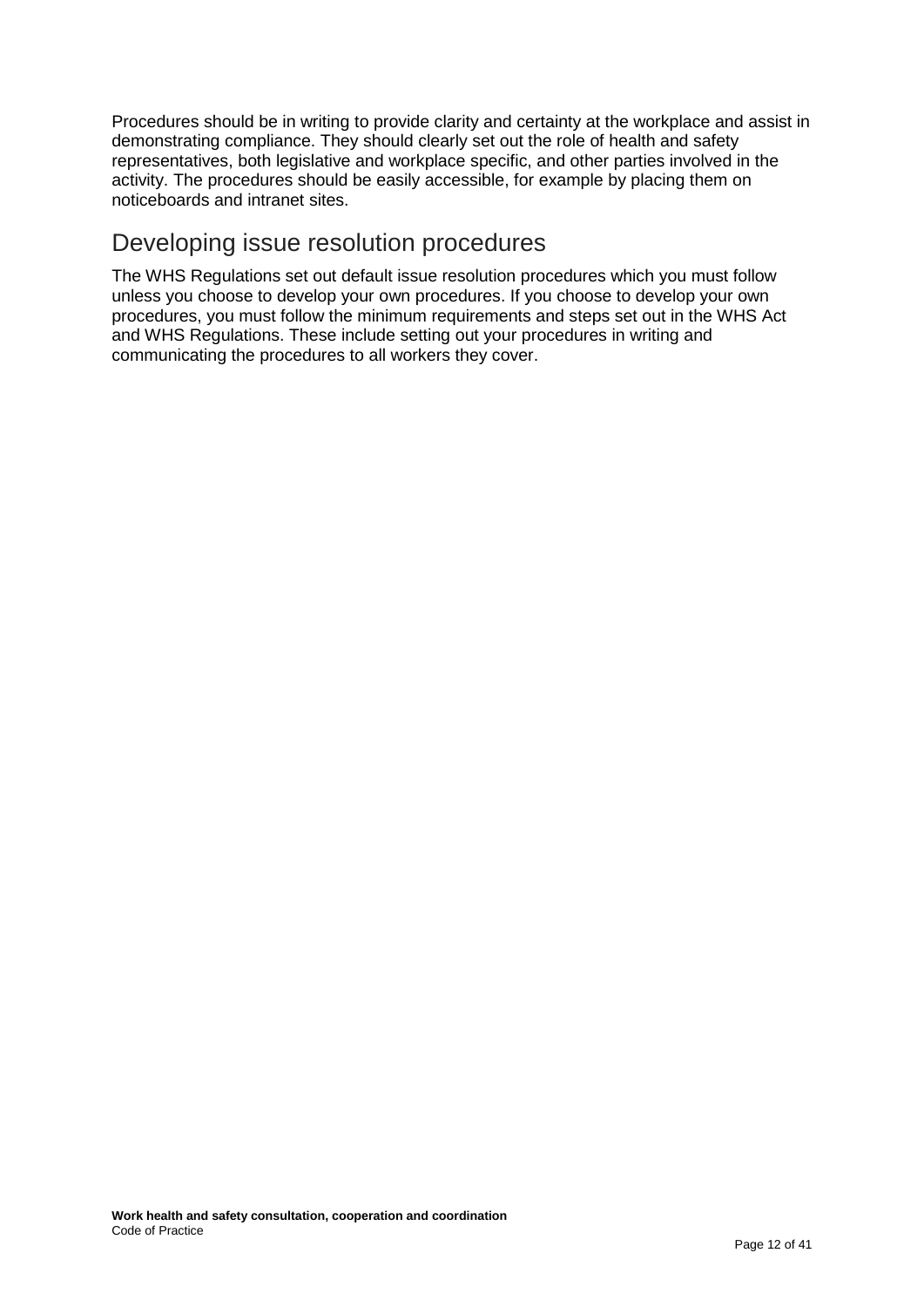Procedures should be in writing to provide clarity and certainty at the workplace and assist in demonstrating compliance. They should clearly set out the role of health and safety representatives, both legislative and workplace specific, and other parties involved in the activity. The procedures should be easily accessible, for example by placing them on noticeboards and intranet sites.

## Developing issue resolution procedures

The WHS Regulations set out default issue resolution procedures which you must follow unless you choose to develop your own procedures. If you choose to develop your own procedures, you must follow the minimum requirements and steps set out in the WHS Act and WHS Regulations. These include setting out your procedures in writing and communicating the procedures to all workers they cover.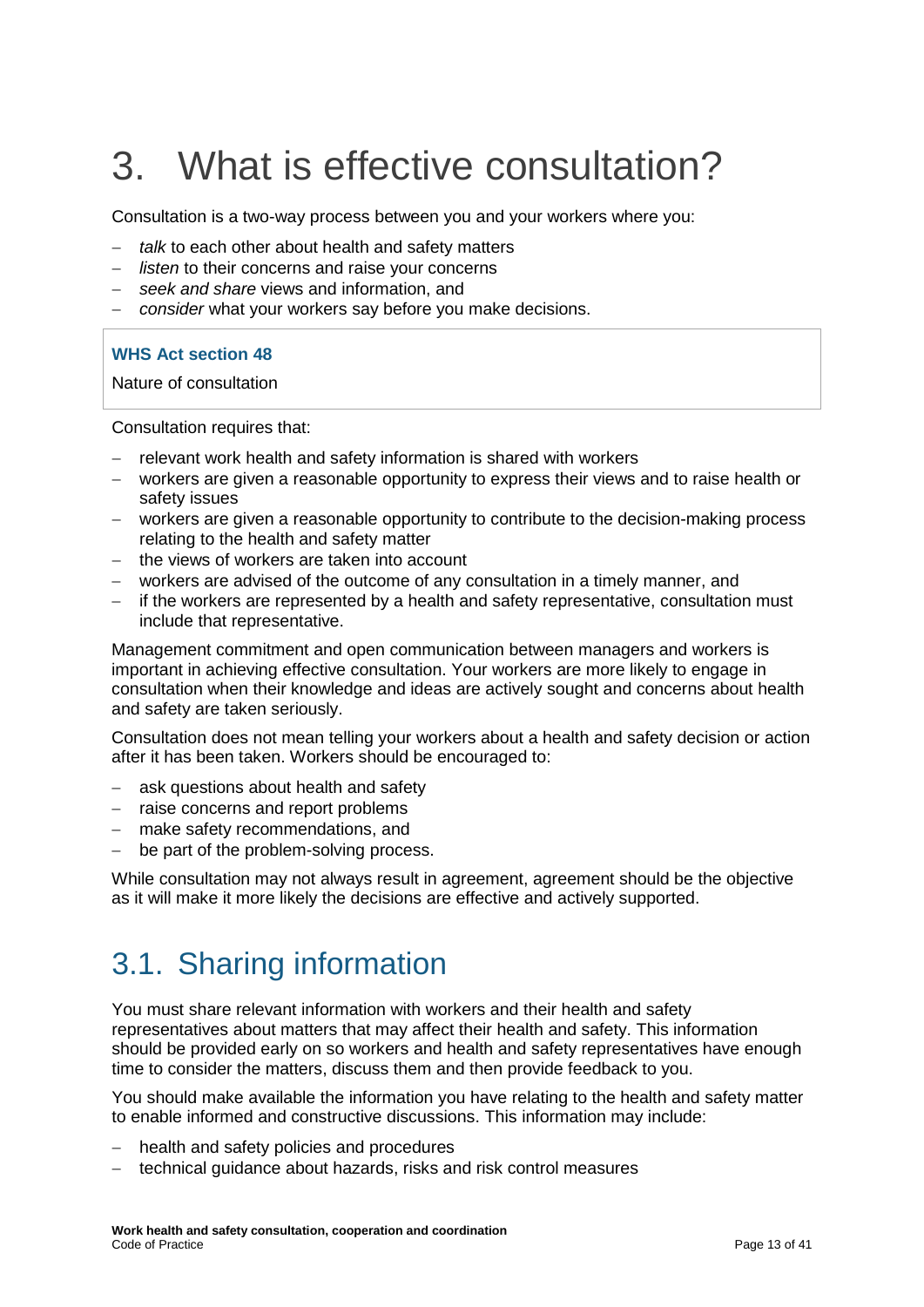# 3. What is effective consultation?

Consultation is a two-way process between you and your workers where you:

- *talk* to each other about health and safety matters
- *listen* to their concerns and raise your concerns
- *seek and share* views and information, and
- *consider* what your workers say before you make decisions.

> **WHS Act section 48**
>
> Nature of consultation

Consultation requires that:

- relevant work health and safety information is shared with workers
- workers are given a reasonable opportunity to express their views and to raise health or safety issues
- workers are given a reasonable opportunity to contribute to the decision-making process relating to the health and safety matter
- the views of workers are taken into account
- workers are advised of the outcome of any consultation in a timely manner, and
- if the workers are represented by a health and safety representative, consultation must include that representative.

Management commitment and open communication between managers and workers is important in achieving effective consultation. Your workers are more likely to engage in consultation when their knowledge and ideas are actively sought and concerns about health and safety are taken seriously.

Consultation does not mean telling your workers about a health and safety decision or action after it has been taken. Workers should be encouraged to:

- ask questions about health and safety
- raise concerns and report problems
- make safety recommendations, and
- be part of the problem-solving process.

While consultation may not always result in agreement, agreement should be the objective as it will make it more likely the decisions are effective and actively supported.

## 3.1. Sharing information

You must share relevant information with workers and their health and safety representatives about matters that may affect their health and safety. This information should be provided early on so workers and health and safety representatives have enough time to consider the matters, discuss them and then provide feedback to you.

You should make available the information you have relating to the health and safety matter to enable informed and constructive discussions. This information may include:

- health and safety policies and procedures
- technical guidance about hazards, risks and risk control measures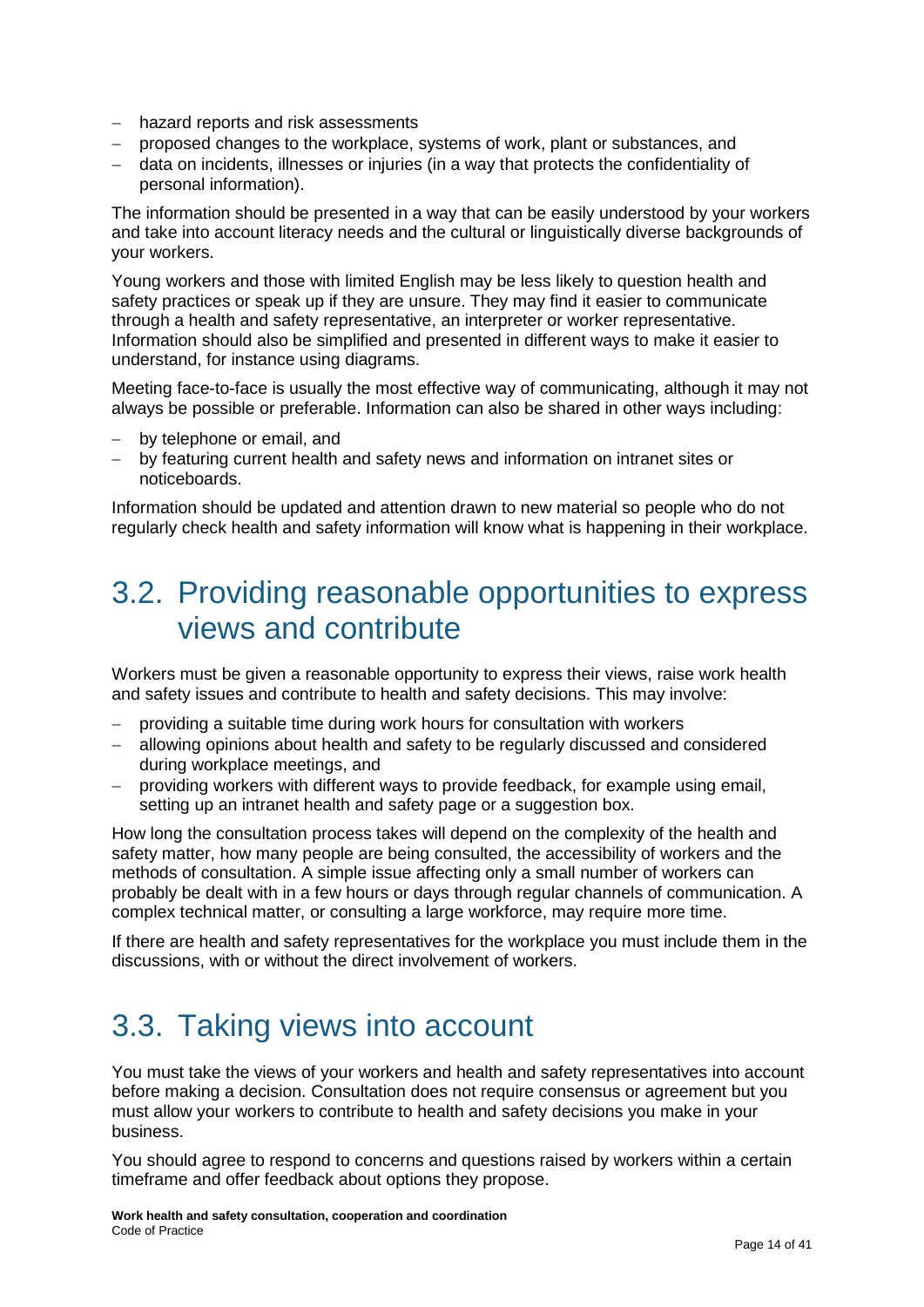- hazard reports and risk assessments
- proposed changes to the workplace, systems of work, plant or substances, and
- data on incidents, illnesses or injuries (in a way that protects the confidentiality of personal information).

The information should be presented in a way that can be easily understood by your workers and take into account literacy needs and the cultural or linguistically diverse backgrounds of your workers.

Young workers and those with limited English may be less likely to question health and safety practices or speak up if they are unsure. They may find it easier to communicate through a health and safety representative, an interpreter or worker representative. Information should also be simplified and presented in different ways to make it easier to understand, for instance using diagrams.

Meeting face-to-face is usually the most effective way of communicating, although it may not always be possible or preferable. Information can also be shared in other ways including:

- by telephone or email, and
- by featuring current health and safety news and information on intranet sites or noticeboards.

Information should be updated and attention drawn to new material so people who do not regularly check health and safety information will know what is happening in their workplace.

## 3.2. Providing reasonable opportunities to express views and contribute

Workers must be given a reasonable opportunity to express their views, raise work health and safety issues and contribute to health and safety decisions. This may involve:

- providing a suitable time during work hours for consultation with workers
- allowing opinions about health and safety to be regularly discussed and considered during workplace meetings, and
- providing workers with different ways to provide feedback, for example using email, setting up an intranet health and safety page or a suggestion box.

How long the consultation process takes will depend on the complexity of the health and safety matter, how many people are being consulted, the accessibility of workers and the methods of consultation. A simple issue affecting only a small number of workers can probably be dealt with in a few hours or days through regular channels of communication. A complex technical matter, or consulting a large workforce, may require more time.

If there are health and safety representatives for the workplace you must include them in the discussions, with or without the direct involvement of workers.

## 3.3. Taking views into account

You must take the views of your workers and health and safety representatives into account before making a decision. Consultation does not require consensus or agreement but you must allow your workers to contribute to health and safety decisions you make in your business.

You should agree to respond to concerns and questions raised by workers within a certain timeframe and offer feedback about options they propose.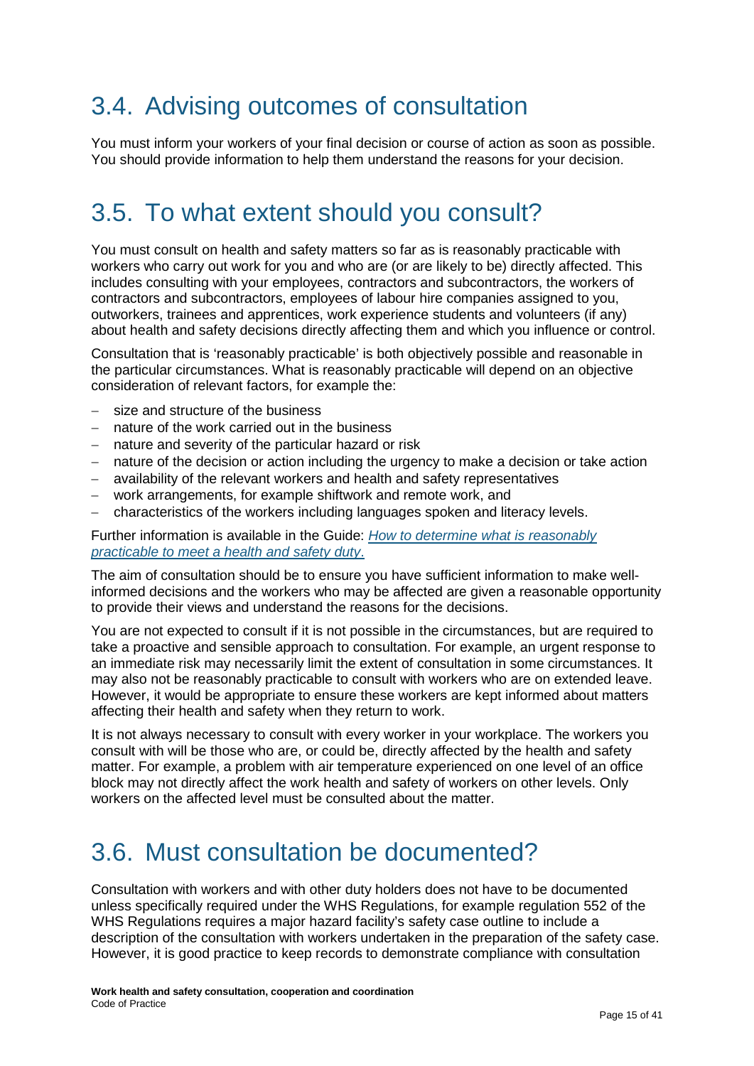## 3.4. Advising outcomes of consultation

You must inform your workers of your final decision or course of action as soon as possible. You should provide information to help them understand the reasons for your decision.

## 3.5. To what extent should you consult?

You must consult on health and safety matters so far as is reasonably practicable with workers who carry out work for you and who are (or are likely to be) directly affected. This includes consulting with your employees, contractors and subcontractors, the workers of contractors and subcontractors, employees of labour hire companies assigned to you, outworkers, trainees and apprentices, work experience students and volunteers (if any) about health and safety decisions directly affecting them and which you influence or control.

Consultation that is 'reasonably practicable' is both objectively possible and reasonable in the particular circumstances. What is reasonably practicable will depend on an objective consideration of relevant factors, for example the:

- size and structure of the business
- nature of the work carried out in the business
- nature and severity of the particular hazard or risk
- nature of the decision or action including the urgency to make a decision or take action
- availability of the relevant workers and health and safety representatives
- work arrangements, for example shiftwork and remote work, and
- characteristics of the workers including languages spoken and literacy levels.

Further information is available in the Guide: *How to determine what is reasonably practicable to meet a health and safety duty*.

The aim of consultation should be to ensure you have sufficient information to make well-informed decisions and the workers who may be affected are given a reasonable opportunity to provide their views and understand the reasons for the decisions.

You are not expected to consult if it is not possible in the circumstances, but are required to take a proactive and sensible approach to consultation. For example, an urgent response to an immediate risk may necessarily limit the extent of consultation in some circumstances. It may also not be reasonably practicable to consult with workers who are on extended leave. However, it would be appropriate to ensure these workers are kept informed about matters affecting their health and safety when they return to work.

It is not always necessary to consult with every worker in your workplace. The workers you consult with will be those who are, or could be, directly affected by the health and safety matter. For example, a problem with air temperature experienced on one level of an office block may not directly affect the work health and safety of workers on other levels. Only workers on the affected level must be consulted about the matter.

## 3.6. Must consultation be documented?

Consultation with workers and with other duty holders does not have to be documented unless specifically required under the WHS Regulations, for example regulation 552 of the WHS Regulations requires a major hazard facility's safety case outline to include a description of the consultation with workers undertaken in the preparation of the safety case. However, it is good practice to keep records to demonstrate compliance with consultation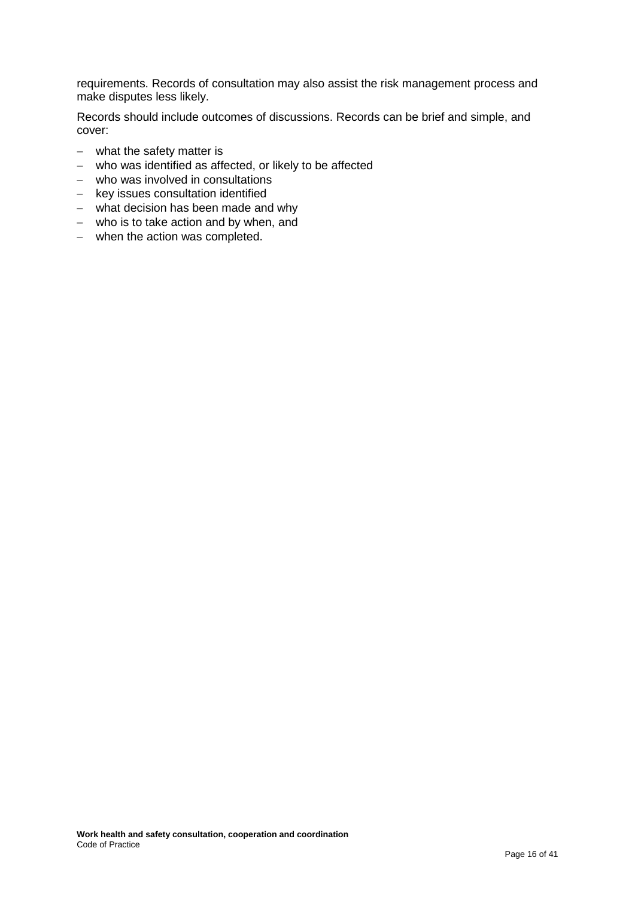requirements. Records of consultation may also assist the risk management process and make disputes less likely.

Records should include outcomes of discussions. Records can be brief and simple, and cover:

- what the safety matter is
- who was identified as affected, or likely to be affected
- who was involved in consultations
- key issues consultation identified
- what decision has been made and why
- who is to take action and by when, and
- when the action was completed.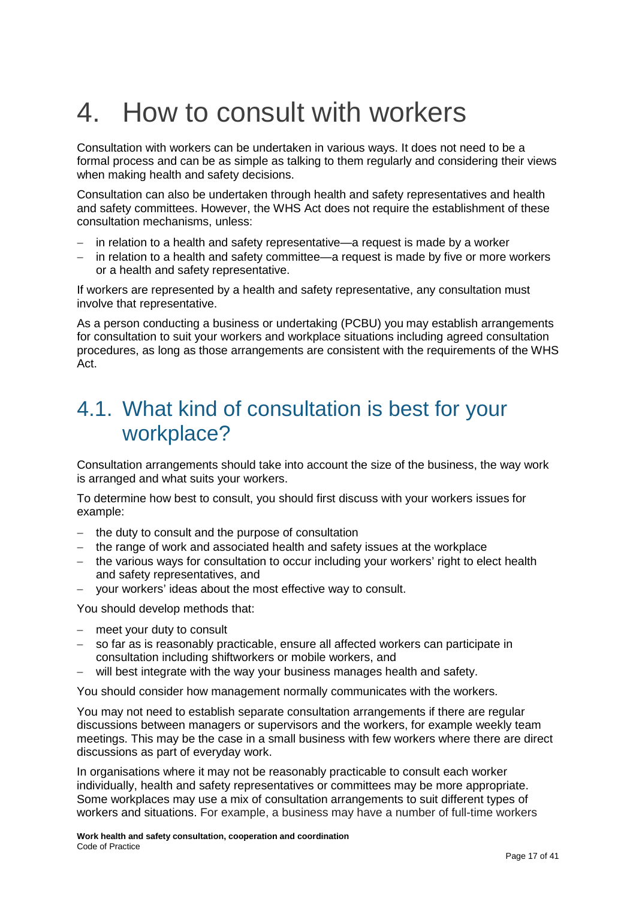# 4. How to consult with workers

Consultation with workers can be undertaken in various ways. It does not need to be a formal process and can be as simple as talking to them regularly and considering their views when making health and safety decisions.

Consultation can also be undertaken through health and safety representatives and health and safety committees. However, the WHS Act does not require the establishment of these consultation mechanisms, unless:

- in relation to a health and safety representative—a request is made by a worker
- in relation to a health and safety committee—a request is made by five or more workers or a health and safety representative.

If workers are represented by a health and safety representative, any consultation must involve that representative.

As a person conducting a business or undertaking (PCBU) you may establish arrangements for consultation to suit your workers and workplace situations including agreed consultation procedures, as long as those arrangements are consistent with the requirements of the WHS Act.

## 4.1. What kind of consultation is best for your workplace?

Consultation arrangements should take into account the size of the business, the way work is arranged and what suits your workers.

To determine how best to consult, you should first discuss with your workers issues for example:

- the duty to consult and the purpose of consultation
- the range of work and associated health and safety issues at the workplace
- the various ways for consultation to occur including your workers' right to elect health and safety representatives, and
- your workers' ideas about the most effective way to consult.

You should develop methods that:

- meet your duty to consult
- so far as is reasonably practicable, ensure all affected workers can participate in consultation including shiftworkers or mobile workers, and
- will best integrate with the way your business manages health and safety.

You should consider how management normally communicates with the workers.

You may not need to establish separate consultation arrangements if there are regular discussions between managers or supervisors and the workers, for example weekly team meetings. This may be the case in a small business with few workers where there are direct discussions as part of everyday work.

In organisations where it may not be reasonably practicable to consult each worker individually, health and safety representatives or committees may be more appropriate. Some workplaces may use a mix of consultation arrangements to suit different types of workers and situations. For example, a business may have a number of full-time workers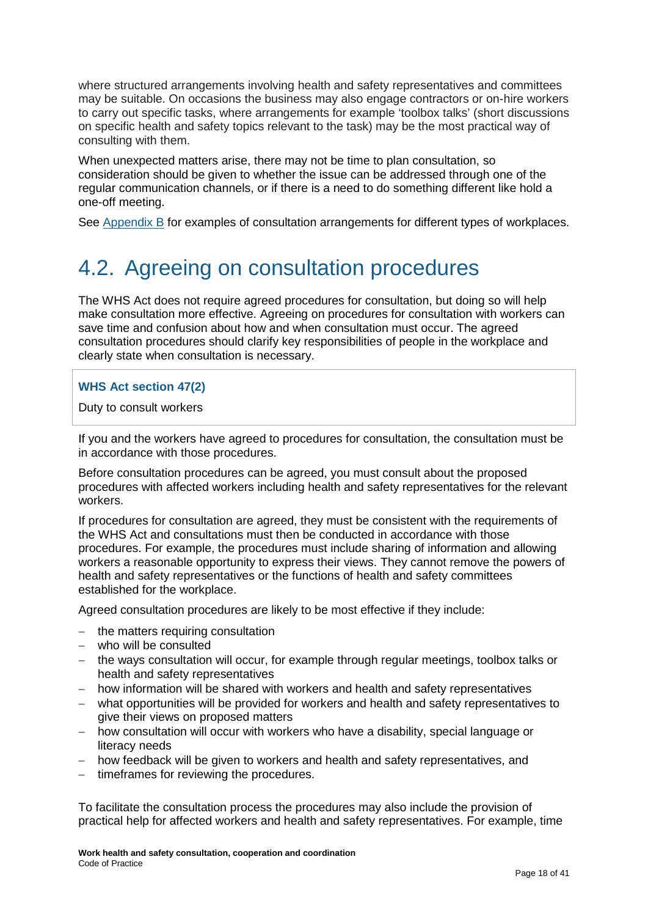where structured arrangements involving health and safety representatives and committees may be suitable. On occasions the business may also engage contractors or on-hire workers to carry out specific tasks, where arrangements for example 'toolbox talks' (short discussions on specific health and safety topics relevant to the task) may be the most practical way of consulting with them.

When unexpected matters arise, there may not be time to plan consultation, so consideration should be given to whether the issue can be addressed through one of the regular communication channels, or if there is a need to do something different like hold a one-off meeting.

See Appendix B for examples of consultation arrangements for different types of workplaces.

## 4.2. Agreeing on consultation procedures

The WHS Act does not require agreed procedures for consultation, but doing so will help make consultation more effective. Agreeing on procedures for consultation with workers can save time and confusion about how and when consultation must occur. The agreed consultation procedures should clarify key responsibilities of people in the workplace and clearly state when consultation is necessary.

> **WHS Act section 47(2)**
>
> Duty to consult workers

If you and the workers have agreed to procedures for consultation, the consultation must be in accordance with those procedures.

Before consultation procedures can be agreed, you must consult about the proposed procedures with affected workers including health and safety representatives for the relevant workers.

If procedures for consultation are agreed, they must be consistent with the requirements of the WHS Act and consultations must then be conducted in accordance with those procedures. For example, the procedures must include sharing of information and allowing workers a reasonable opportunity to express their views. They cannot remove the powers of health and safety representatives or the functions of health and safety committees established for the workplace.

Agreed consultation procedures are likely to be most effective if they include:

- the matters requiring consultation
- who will be consulted
- the ways consultation will occur, for example through regular meetings, toolbox talks or health and safety representatives
- how information will be shared with workers and health and safety representatives
- what opportunities will be provided for workers and health and safety representatives to give their views on proposed matters
- how consultation will occur with workers who have a disability, special language or literacy needs
- how feedback will be given to workers and health and safety representatives, and
- timeframes for reviewing the procedures.

To facilitate the consultation process the procedures may also include the provision of practical help for affected workers and health and safety representatives. For example, time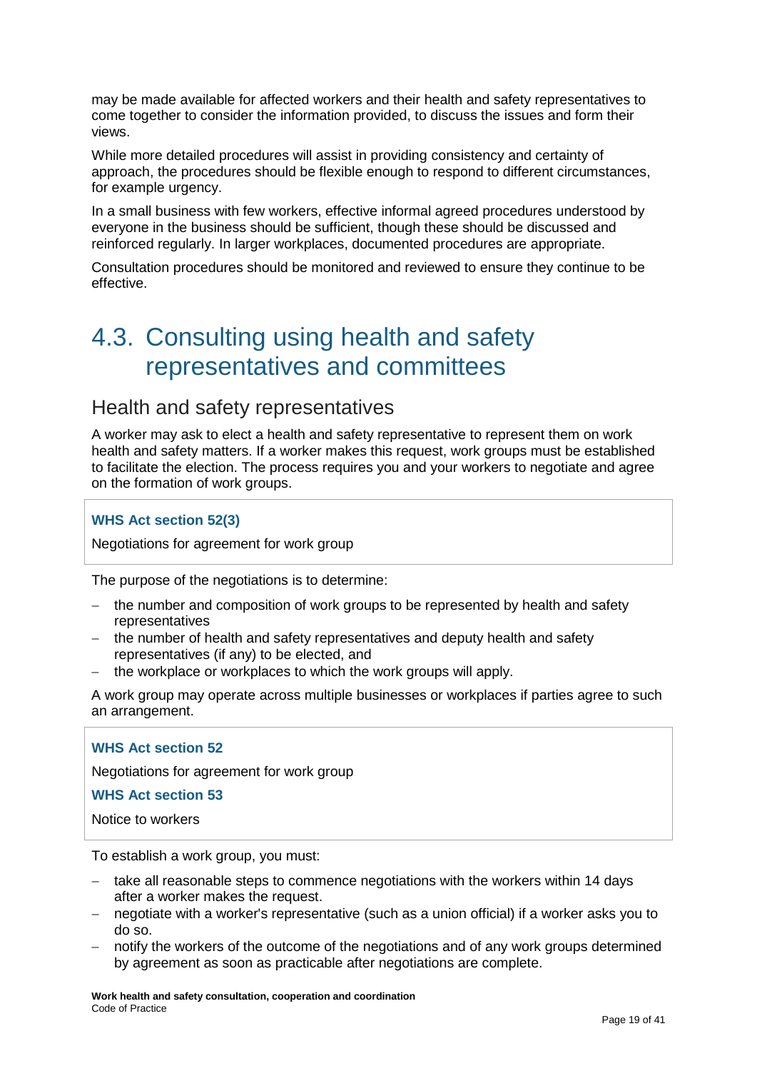may be made available for affected workers and their health and safety representatives to come together to consider the information provided, to discuss the issues and form their views.

While more detailed procedures will assist in providing consistency and certainty of approach, the procedures should be flexible enough to respond to different circumstances, for example urgency.

In a small business with few workers, effective informal agreed procedures understood by everyone in the business should be sufficient, though these should be discussed and reinforced regularly. In larger workplaces, documented procedures are appropriate.

Consultation procedures should be monitored and reviewed to ensure they continue to be effective.

## 4.3. Consulting using health and safety representatives and committees

### Health and safety representatives

A worker may ask to elect a health and safety representative to represent them on work health and safety matters. If a worker makes this request, work groups must be established to facilitate the election. The process requires you and your workers to negotiate and agree on the formation of work groups.

**WHS Act section 52(3)**

Negotiations for agreement for work group

The purpose of the negotiations is to determine:

- the number and composition of work groups to be represented by health and safety representatives
- the number of health and safety representatives and deputy health and safety representatives (if any) to be elected, and
- the workplace or workplaces to which the work groups will apply.

A work group may operate across multiple businesses or workplaces if parties agree to such an arrangement.

**WHS Act section 52**

Negotiations for agreement for work group

**WHS Act section 53**

Notice to workers

To establish a work group, you must:

- take all reasonable steps to commence negotiations with the workers within 14 days after a worker makes the request.
- negotiate with a worker's representative (such as a union official) if a worker asks you to do so.
- notify the workers of the outcome of the negotiations and of any work groups determined by agreement as soon as practicable after negotiations are complete.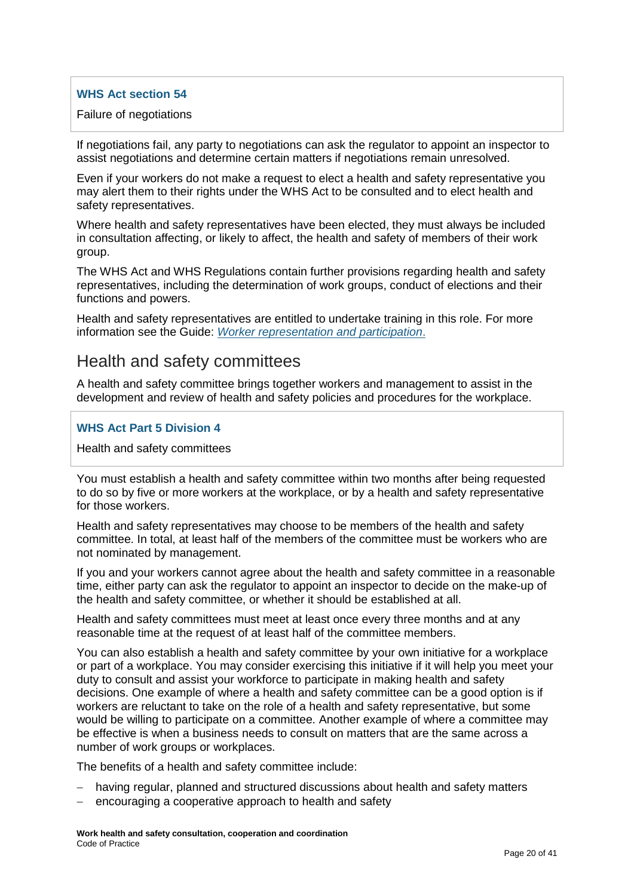**WHS Act section 54**

Failure of negotiations

If negotiations fail, any party to negotiations can ask the regulator to appoint an inspector to assist negotiations and determine certain matters if negotiations remain unresolved.

Even if your workers do not make a request to elect a health and safety representative you may alert them to their rights under the WHS Act to be consulted and to elect health and safety representatives.

Where health and safety representatives have been elected, they must always be included in consultation affecting, or likely to affect, the health and safety of members of their work group.

The WHS Act and WHS Regulations contain further provisions regarding health and safety representatives, including the determination of work groups, conduct of elections and their functions and powers.

Health and safety representatives are entitled to undertake training in this role. For more information see the Guide: *Worker representation and participation*.

## Health and safety committees

A health and safety committee brings together workers and management to assist in the development and review of health and safety policies and procedures for the workplace.

**WHS Act Part 5 Division 4**

Health and safety committees

You must establish a health and safety committee within two months after being requested to do so by five or more workers at the workplace, or by a health and safety representative for those workers.

Health and safety representatives may choose to be members of the health and safety committee. In total, at least half of the members of the committee must be workers who are not nominated by management.

If you and your workers cannot agree about the health and safety committee in a reasonable time, either party can ask the regulator to appoint an inspector to decide on the make-up of the health and safety committee, or whether it should be established at all.

Health and safety committees must meet at least once every three months and at any reasonable time at the request of at least half of the committee members.

You can also establish a health and safety committee by your own initiative for a workplace or part of a workplace. You may consider exercising this initiative if it will help you meet your duty to consult and assist your workforce to participate in making health and safety decisions. One example of where a health and safety committee can be a good option is if workers are reluctant to take on the role of a health and safety representative, but some would be willing to participate on a committee. Another example of where a committee may be effective is when a business needs to consult on matters that are the same across a number of work groups or workplaces.

The benefits of a health and safety committee include:

- having regular, planned and structured discussions about health and safety matters
- encouraging a cooperative approach to health and safety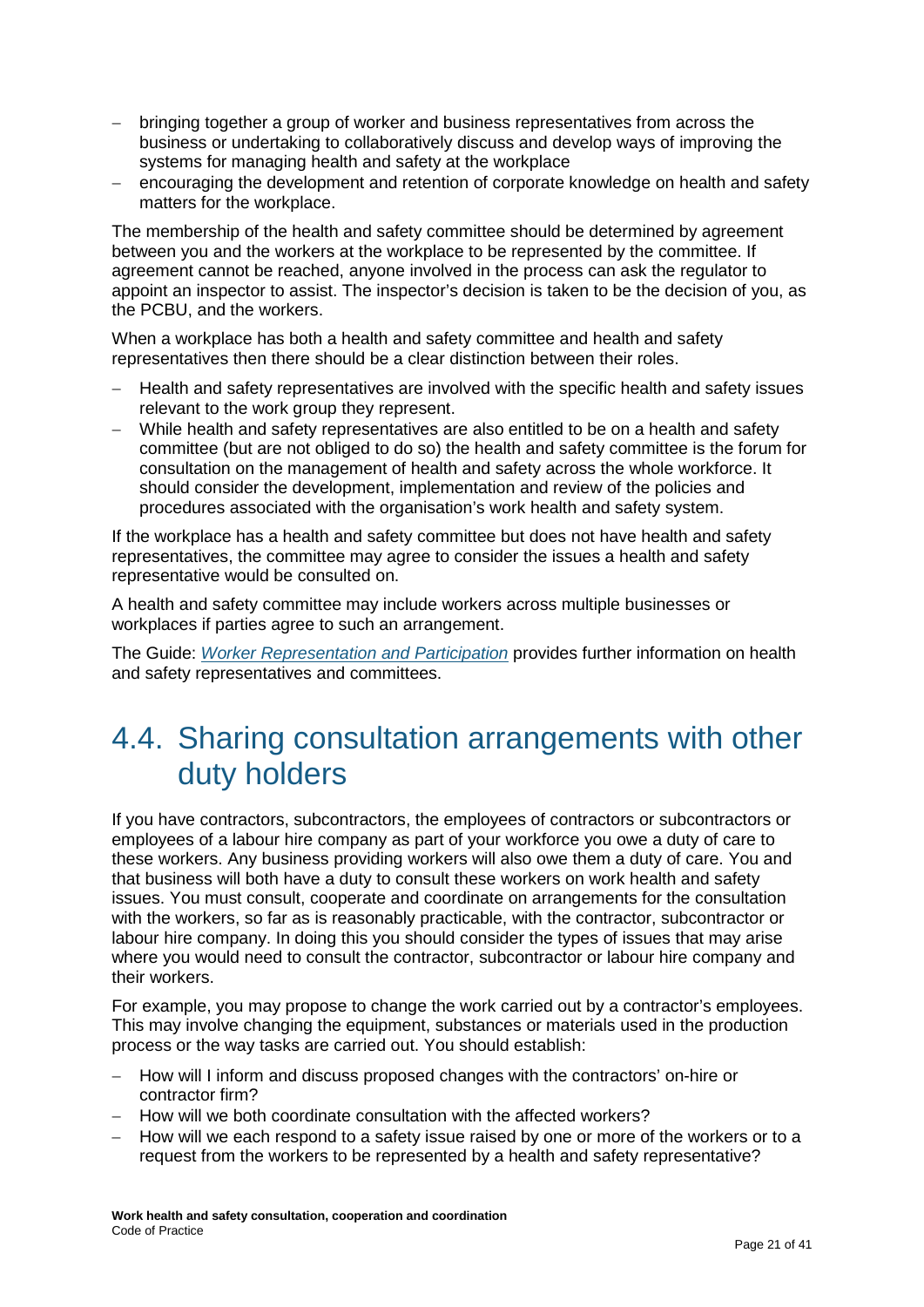- bringing together a group of worker and business representatives from across the business or undertaking to collaboratively discuss and develop ways of improving the systems for managing health and safety at the workplace
- encouraging the development and retention of corporate knowledge on health and safety matters for the workplace.

The membership of the health and safety committee should be determined by agreement between you and the workers at the workplace to be represented by the committee. If agreement cannot be reached, anyone involved in the process can ask the regulator to appoint an inspector to assist. The inspector's decision is taken to be the decision of you, as the PCBU, and the workers.

When a workplace has both a health and safety committee and health and safety representatives then there should be a clear distinction between their roles.

- Health and safety representatives are involved with the specific health and safety issues relevant to the work group they represent.
- While health and safety representatives are also entitled to be on a health and safety committee (but are not obliged to do so) the health and safety committee is the forum for consultation on the management of health and safety across the whole workforce. It should consider the development, implementation and review of the policies and procedures associated with the organisation's work health and safety system.

If the workplace has a health and safety committee but does not have health and safety representatives, the committee may agree to consider the issues a health and safety representative would be consulted on.

A health and safety committee may include workers across multiple businesses or workplaces if parties agree to such an arrangement.

The Guide: *Worker Representation and Participation* provides further information on health and safety representatives and committees.

## 4.4. Sharing consultation arrangements with other duty holders

If you have contractors, subcontractors, the employees of contractors or subcontractors or employees of a labour hire company as part of your workforce you owe a duty of care to these workers. Any business providing workers will also owe them a duty of care. You and that business will both have a duty to consult these workers on work health and safety issues. You must consult, cooperate and coordinate on arrangements for the consultation with the workers, so far as is reasonably practicable, with the contractor, subcontractor or labour hire company. In doing this you should consider the types of issues that may arise where you would need to consult the contractor, subcontractor or labour hire company and their workers.

For example, you may propose to change the work carried out by a contractor's employees. This may involve changing the equipment, substances or materials used in the production process or the way tasks are carried out. You should establish:

- How will I inform and discuss proposed changes with the contractors' on-hire or contractor firm?
- How will we both coordinate consultation with the affected workers?
- How will we each respond to a safety issue raised by one or more of the workers or to a request from the workers to be represented by a health and safety representative?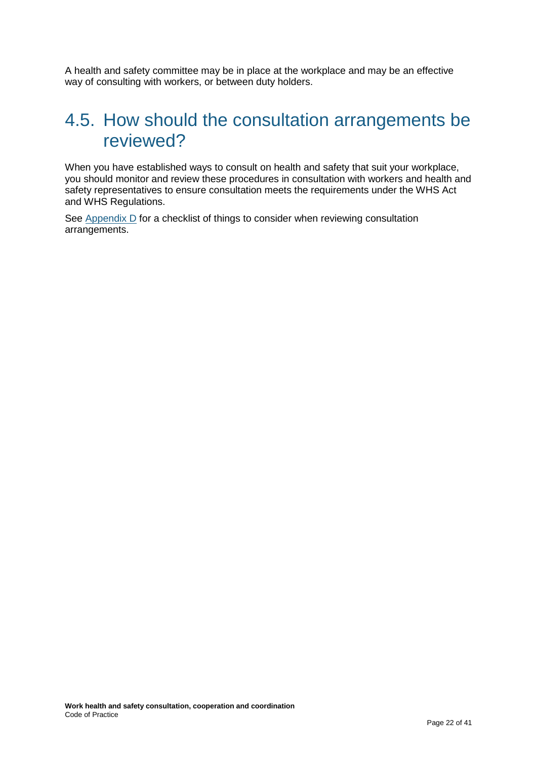A health and safety committee may be in place at the workplace and may be an effective way of consulting with workers, or between duty holders.

## 4.5. How should the consultation arrangements be reviewed?

When you have established ways to consult on health and safety that suit your workplace, you should monitor and review these procedures in consultation with workers and health and safety representatives to ensure consultation meets the requirements under the WHS Act and WHS Regulations.

See Appendix D for a checklist of things to consider when reviewing consultation arrangements.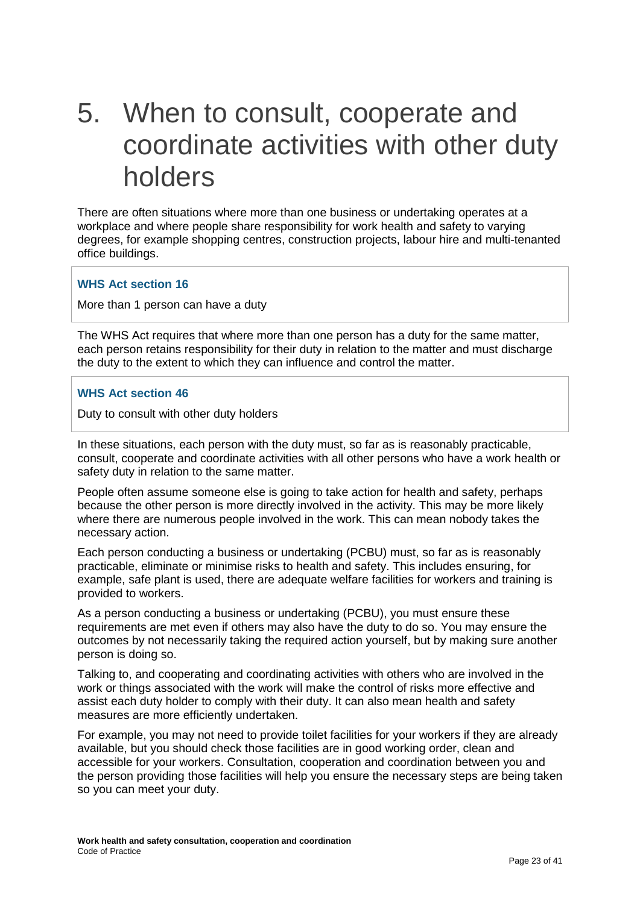# 5. When to consult, cooperate and coordinate activities with other duty holders

There are often situations where more than one business or undertaking operates at a workplace and where people share responsibility for work health and safety to varying degrees, for example shopping centres, construction projects, labour hire and multi-tenanted office buildings.

> **WHS Act section 16**
>
> More than 1 person can have a duty

The WHS Act requires that where more than one person has a duty for the same matter, each person retains responsibility for their duty in relation to the matter and must discharge the duty to the extent to which they can influence and control the matter.

> **WHS Act section 46**
>
> Duty to consult with other duty holders

In these situations, each person with the duty must, so far as is reasonably practicable, consult, cooperate and coordinate activities with all other persons who have a work health or safety duty in relation to the same matter.

People often assume someone else is going to take action for health and safety, perhaps because the other person is more directly involved in the activity. This may be more likely where there are numerous people involved in the work. This can mean nobody takes the necessary action.

Each person conducting a business or undertaking (PCBU) must, so far as is reasonably practicable, eliminate or minimise risks to health and safety. This includes ensuring, for example, safe plant is used, there are adequate welfare facilities for workers and training is provided to workers.

As a person conducting a business or undertaking (PCBU), you must ensure these requirements are met even if others may also have the duty to do so. You may ensure the outcomes by not necessarily taking the required action yourself, but by making sure another person is doing so.

Talking to, and cooperating and coordinating activities with others who are involved in the work or things associated with the work will make the control of risks more effective and assist each duty holder to comply with their duty. It can also mean health and safety measures are more efficiently undertaken.

For example, you may not need to provide toilet facilities for your workers if they are already available, but you should check those facilities are in good working order, clean and accessible for your workers. Consultation, cooperation and coordination between you and the person providing those facilities will help you ensure the necessary steps are being taken so you can meet your duty.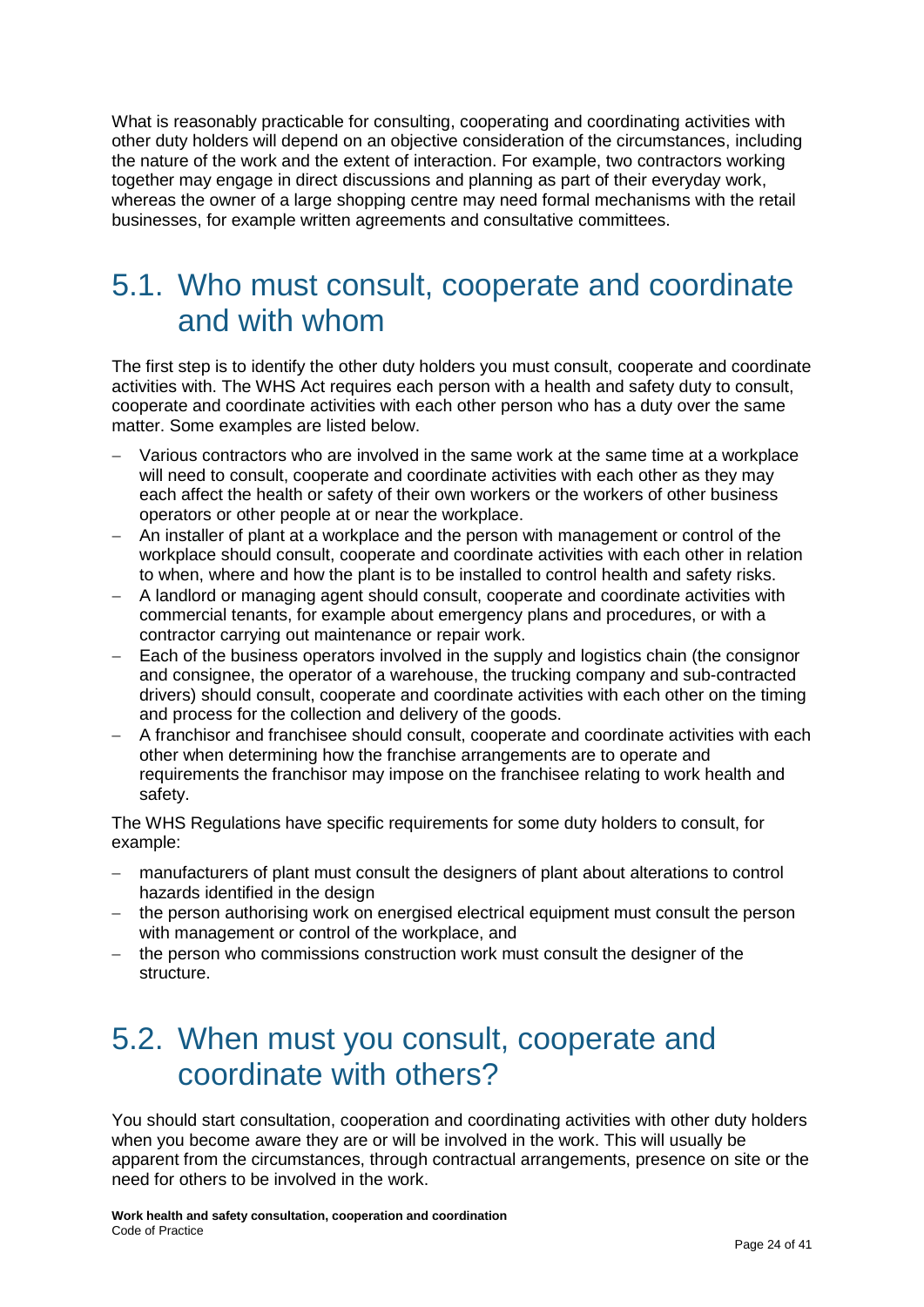What is reasonably practicable for consulting, cooperating and coordinating activities with other duty holders will depend on an objective consideration of the circumstances, including the nature of the work and the extent of interaction. For example, two contractors working together may engage in direct discussions and planning as part of their everyday work, whereas the owner of a large shopping centre may need formal mechanisms with the retail businesses, for example written agreements and consultative committees.

## 5.1. Who must consult, cooperate and coordinate and with whom

The first step is to identify the other duty holders you must consult, cooperate and coordinate activities with. The WHS Act requires each person with a health and safety duty to consult, cooperate and coordinate activities with each other person who has a duty over the same matter. Some examples are listed below.

- Various contractors who are involved in the same work at the same time at a workplace will need to consult, cooperate and coordinate activities with each other as they may each affect the health or safety of their own workers or the workers of other business operators or other people at or near the workplace.
- An installer of plant at a workplace and the person with management or control of the workplace should consult, cooperate and coordinate activities with each other in relation to when, where and how the plant is to be installed to control health and safety risks.
- A landlord or managing agent should consult, cooperate and coordinate activities with commercial tenants, for example about emergency plans and procedures, or with a contractor carrying out maintenance or repair work.
- Each of the business operators involved in the supply and logistics chain (the consignor and consignee, the operator of a warehouse, the trucking company and sub-contracted drivers) should consult, cooperate and coordinate activities with each other on the timing and process for the collection and delivery of the goods.
- A franchisor and franchisee should consult, cooperate and coordinate activities with each other when determining how the franchise arrangements are to operate and requirements the franchisor may impose on the franchisee relating to work health and safety.

The WHS Regulations have specific requirements for some duty holders to consult, for example:

- manufacturers of plant must consult the designers of plant about alterations to control hazards identified in the design
- the person authorising work on energised electrical equipment must consult the person with management or control of the workplace, and
- the person who commissions construction work must consult the designer of the structure.

## 5.2. When must you consult, cooperate and coordinate with others?

You should start consultation, cooperation and coordinating activities with other duty holders when you become aware they are or will be involved in the work. This will usually be apparent from the circumstances, through contractual arrangements, presence on site or the need for others to be involved in the work.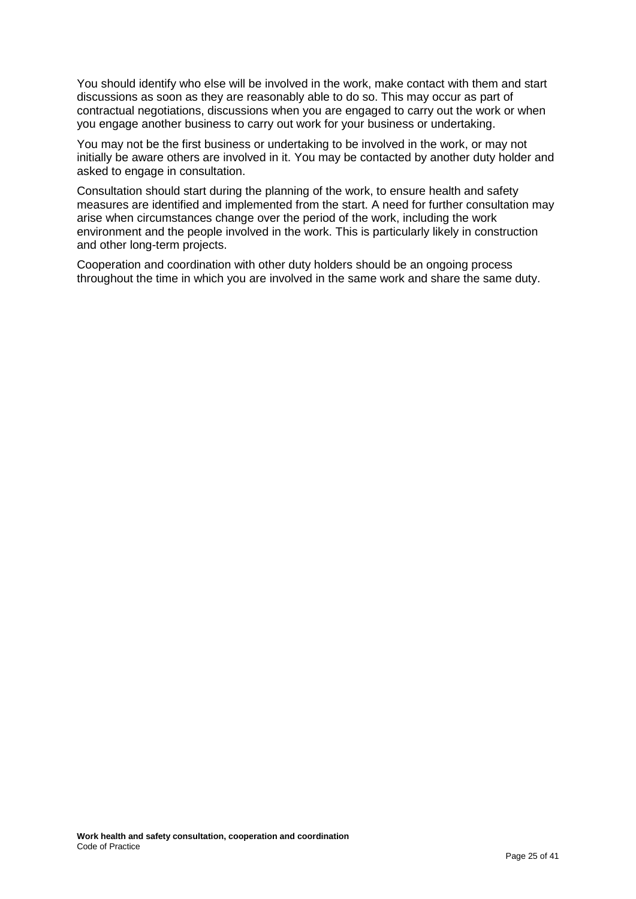You should identify who else will be involved in the work, make contact with them and start discussions as soon as they are reasonably able to do so. This may occur as part of contractual negotiations, discussions when you are engaged to carry out the work or when you engage another business to carry out work for your business or undertaking.

You may not be the first business or undertaking to be involved in the work, or may not initially be aware others are involved in it. You may be contacted by another duty holder and asked to engage in consultation.

Consultation should start during the planning of the work, to ensure health and safety measures are identified and implemented from the start. A need for further consultation may arise when circumstances change over the period of the work, including the work environment and the people involved in the work. This is particularly likely in construction and other long-term projects.

Cooperation and coordination with other duty holders should be an ongoing process throughout the time in which you are involved in the same work and share the same duty.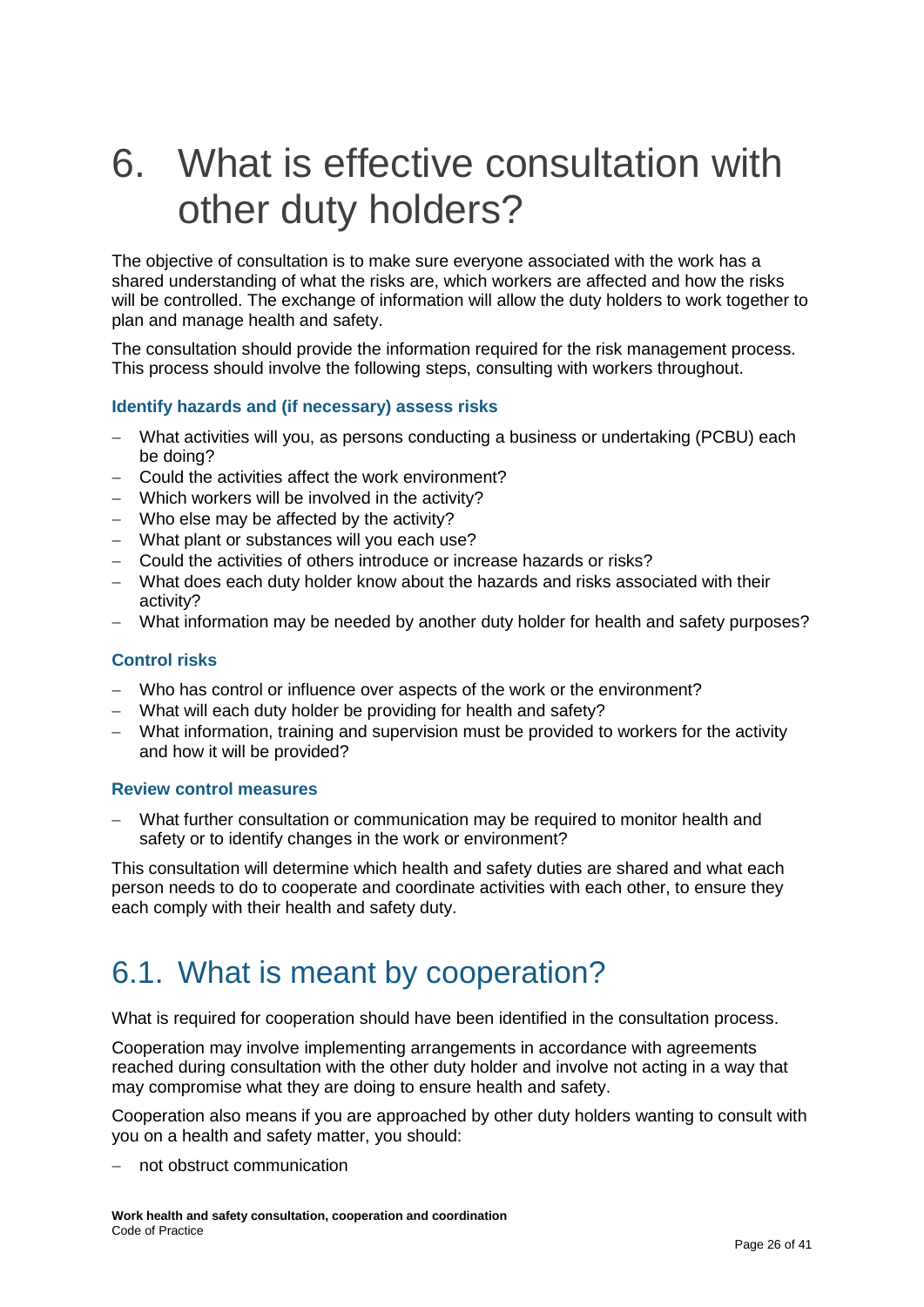# 6. What is effective consultation with other duty holders?

The objective of consultation is to make sure everyone associated with the work has a shared understanding of what the risks are, which workers are affected and how the risks will be controlled. The exchange of information will allow the duty holders to work together to plan and manage health and safety.

The consultation should provide the information required for the risk management process. This process should involve the following steps, consulting with workers throughout.

### Identify hazards and (if necessary) assess risks

- What activities will you, as persons conducting a business or undertaking (PCBU) each be doing?
- Could the activities affect the work environment?
- Which workers will be involved in the activity?
- Who else may be affected by the activity?
- What plant or substances will you each use?
- Could the activities of others introduce or increase hazards or risks?
- What does each duty holder know about the hazards and risks associated with their activity?
- What information may be needed by another duty holder for health and safety purposes?

### Control risks

- Who has control or influence over aspects of the work or the environment?
- What will each duty holder be providing for health and safety?
- What information, training and supervision must be provided to workers for the activity and how it will be provided?

### Review control measures

- What further consultation or communication may be required to monitor health and safety or to identify changes in the work or environment?

This consultation will determine which health and safety duties are shared and what each person needs to do to cooperate and coordinate activities with each other, to ensure they each comply with their health and safety duty.

## 6.1. What is meant by cooperation?

What is required for cooperation should have been identified in the consultation process.

Cooperation may involve implementing arrangements in accordance with agreements reached during consultation with the other duty holder and involve not acting in a way that may compromise what they are doing to ensure health and safety.

Cooperation also means if you are approached by other duty holders wanting to consult with you on a health and safety matter, you should:

- not obstruct communication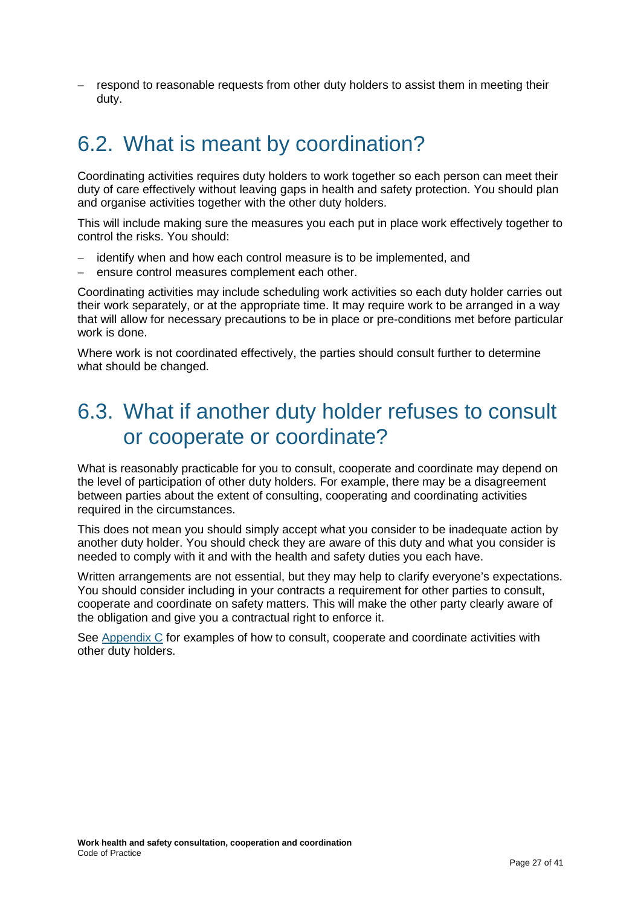- respond to reasonable requests from other duty holders to assist them in meeting their duty.

## 6.2. What is meant by coordination?

Coordinating activities requires duty holders to work together so each person can meet their duty of care effectively without leaving gaps in health and safety protection. You should plan and organise activities together with the other duty holders.

This will include making sure the measures you each put in place work effectively together to control the risks. You should:

- identify when and how each control measure is to be implemented, and
- ensure control measures complement each other.

Coordinating activities may include scheduling work activities so each duty holder carries out their work separately, or at the appropriate time. It may require work to be arranged in a way that will allow for necessary precautions to be in place or pre-conditions met before particular work is done.

Where work is not coordinated effectively, the parties should consult further to determine what should be changed.

## 6.3. What if another duty holder refuses to consult or cooperate or coordinate?

What is reasonably practicable for you to consult, cooperate and coordinate may depend on the level of participation of other duty holders. For example, there may be a disagreement between parties about the extent of consulting, cooperating and coordinating activities required in the circumstances.

This does not mean you should simply accept what you consider to be inadequate action by another duty holder. You should check they are aware of this duty and what you consider is needed to comply with it and with the health and safety duties you each have.

Written arrangements are not essential, but they may help to clarify everyone's expectations. You should consider including in your contracts a requirement for other parties to consult, cooperate and coordinate on safety matters. This will make the other party clearly aware of the obligation and give you a contractual right to enforce it.

See Appendix C for examples of how to consult, cooperate and coordinate activities with other duty holders.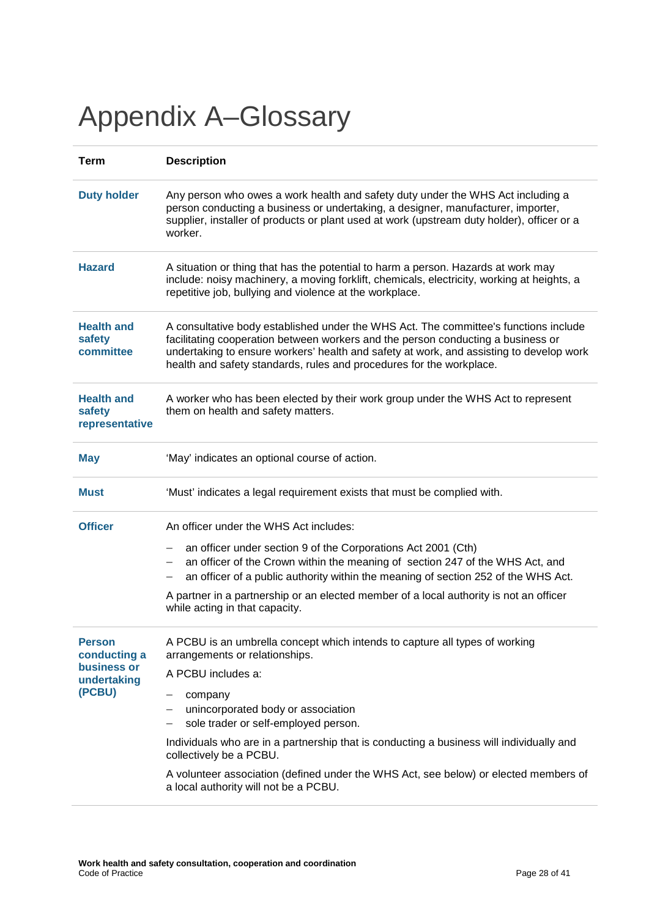# Appendix A–Glossary

| Term | Description |
|---|---|
| **Duty holder** | Any person who owes a work health and safety duty under the WHS Act including a person conducting a business or undertaking, a designer, manufacturer, importer, supplier, installer of products or plant used at work (upstream duty holder), officer or a worker. |
| **Hazard** | A situation or thing that has the potential to harm a person. Hazards at work may include: noisy machinery, a moving forklift, chemicals, electricity, working at heights, a repetitive job, bullying and violence at the workplace. |
| **Health and safety committee** | A consultative body established under the WHS Act. The committee's functions include facilitating cooperation between workers and the person conducting a business or undertaking to ensure workers' health and safety at work, and assisting to develop work health and safety standards, rules and procedures for the workplace. |
| **Health and safety representative** | A worker who has been elected by their work group under the WHS Act to represent them on health and safety matters. |
| **May** | 'May' indicates an optional course of action. |
| **Must** | 'Must' indicates a legal requirement exists that must be complied with. |
| **Officer** | An officer under the WHS Act includes:<br>– an officer under section 9 of the Corporations Act 2001 (Cth)<br>– an officer of the Crown within the meaning of section 247 of the WHS Act, and<br>– an officer of a public authority within the meaning of section 252 of the WHS Act.<br>A partner in a partnership or an elected member of a local authority is not an officer while acting in that capacity. |
| **Person conducting a business or undertaking (PCBU)** | A PCBU is an umbrella concept which intends to capture all types of working arrangements or relationships.<br>A PCBU includes a:<br>– company<br>– unincorporated body or association<br>– sole trader or self-employed person.<br>Individuals who are in a partnership that is conducting a business will individually and collectively be a PCBU.<br>A volunteer association (defined under the WHS Act, see below) or elected members of a local authority will not be a PCBU. |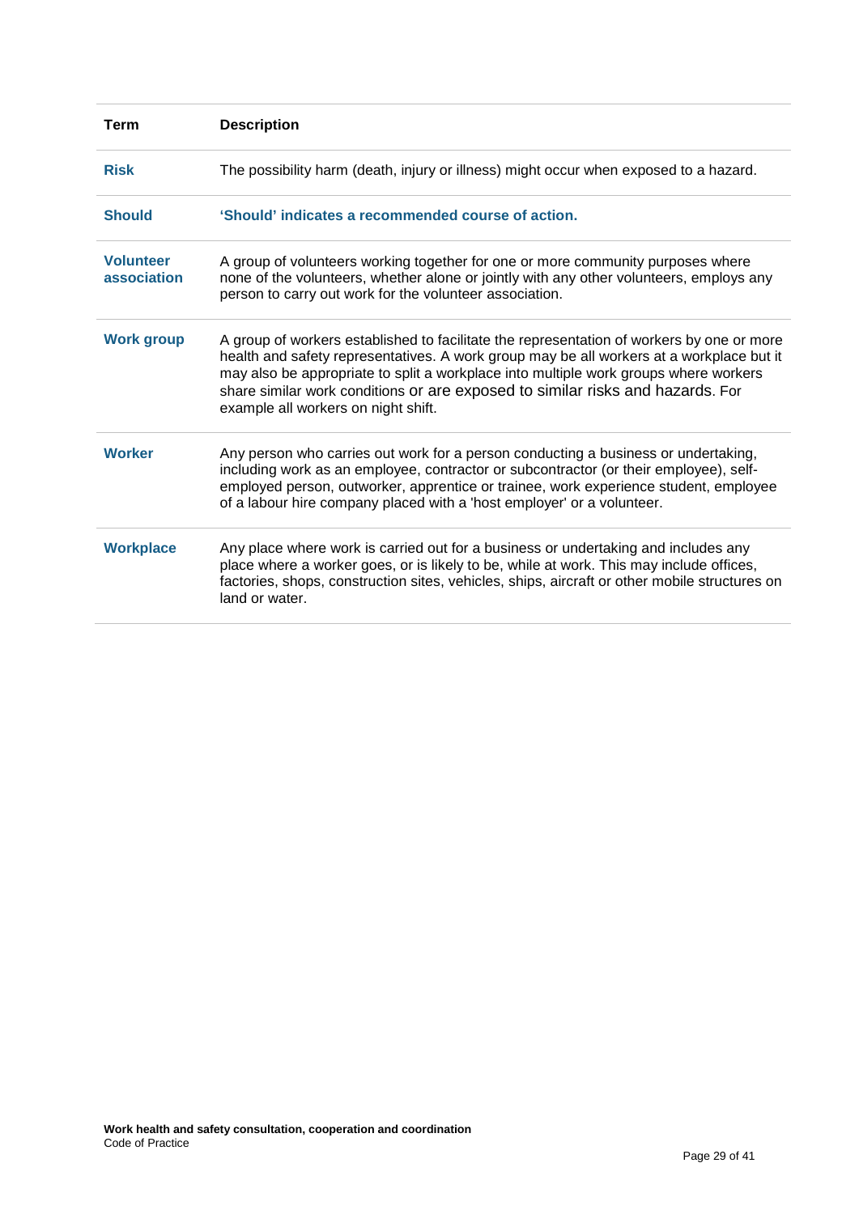| Term | Description |
| --- | --- |
| **Risk** | The possibility harm (death, injury or illness) might occur when exposed to a hazard. |
| **Should** | **'Should' indicates a recommended course of action.** |
| **Volunteer association** | A group of volunteers working together for one or more community purposes where none of the volunteers, whether alone or jointly with any other volunteers, employs any person to carry out work for the volunteer association. |
| **Work group** | A group of workers established to facilitate the representation of workers by one or more health and safety representatives. A work group may be all workers at a workplace but it may also be appropriate to split a workplace into multiple work groups where workers share similar work conditions or are exposed to similar risks and hazards. For example all workers on night shift. |
| **Worker** | Any person who carries out work for a person conducting a business or undertaking, including work as an employee, contractor or subcontractor (or their employee), self-employed person, outworker, apprentice or trainee, work experience student, employee of a labour hire company placed with a 'host employer' or a volunteer. |
| **Workplace** | Any place where work is carried out for a business or undertaking and includes any place where a worker goes, or is likely to be, while at work. This may include offices, factories, shops, construction sites, vehicles, ships, aircraft or other mobile structures on land or water. |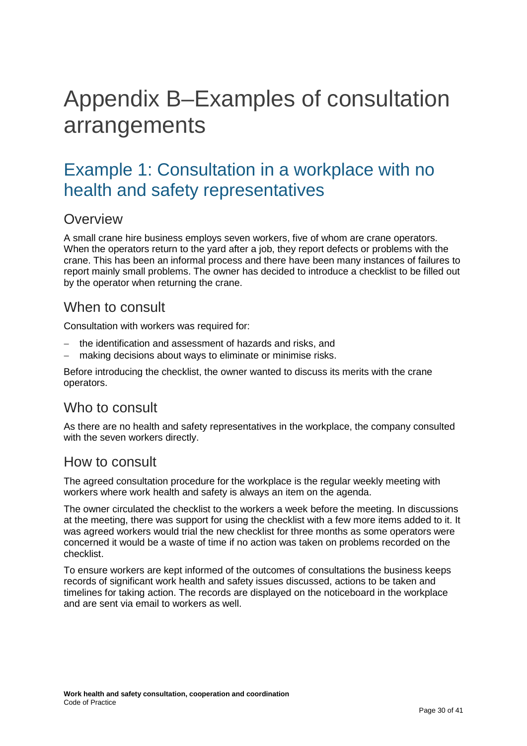# Appendix B–Examples of consultation arrangements

## Example 1: Consultation in a workplace with no health and safety representatives

### Overview

A small crane hire business employs seven workers, five of whom are crane operators. When the operators return to the yard after a job, they report defects or problems with the crane. This has been an informal process and there have been many instances of failures to report mainly small problems. The owner has decided to introduce a checklist to be filled out by the operator when returning the crane.

### When to consult

Consultation with workers was required for:

- the identification and assessment of hazards and risks, and
- making decisions about ways to eliminate or minimise risks.

Before introducing the checklist, the owner wanted to discuss its merits with the crane operators.

### Who to consult

As there are no health and safety representatives in the workplace, the company consulted with the seven workers directly.

### How to consult

The agreed consultation procedure for the workplace is the regular weekly meeting with workers where work health and safety is always an item on the agenda.

The owner circulated the checklist to the workers a week before the meeting. In discussions at the meeting, there was support for using the checklist with a few more items added to it. It was agreed workers would trial the new checklist for three months as some operators were concerned it would be a waste of time if no action was taken on problems recorded on the checklist.

To ensure workers are kept informed of the outcomes of consultations the business keeps records of significant work health and safety issues discussed, actions to be taken and timelines for taking action. The records are displayed on the noticeboard in the workplace and are sent via email to workers as well.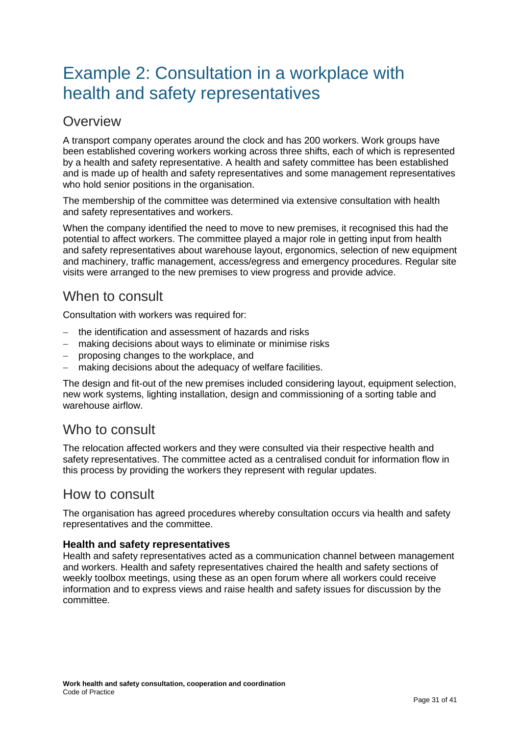# Example 2: Consultation in a workplace with health and safety representatives

## Overview

A transport company operates around the clock and has 200 workers. Work groups have been established covering workers working across three shifts, each of which is represented by a health and safety representative. A health and safety committee has been established and is made up of health and safety representatives and some management representatives who hold senior positions in the organisation.

The membership of the committee was determined via extensive consultation with health and safety representatives and workers.

When the company identified the need to move to new premises, it recognised this had the potential to affect workers. The committee played a major role in getting input from health and safety representatives about warehouse layout, ergonomics, selection of new equipment and machinery, traffic management, access/egress and emergency procedures. Regular site visits were arranged to the new premises to view progress and provide advice.

## When to consult

Consultation with workers was required for:

- the identification and assessment of hazards and risks
- making decisions about ways to eliminate or minimise risks
- proposing changes to the workplace, and
- making decisions about the adequacy of welfare facilities.

The design and fit-out of the new premises included considering layout, equipment selection, new work systems, lighting installation, design and commissioning of a sorting table and warehouse airflow.

## Who to consult

The relocation affected workers and they were consulted via their respective health and safety representatives. The committee acted as a centralised conduit for information flow in this process by providing the workers they represent with regular updates.

## How to consult

The organisation has agreed procedures whereby consultation occurs via health and safety representatives and the committee.

### Health and safety representatives

Health and safety representatives acted as a communication channel between management and workers. Health and safety representatives chaired the health and safety sections of weekly toolbox meetings, using these as an open forum where all workers could receive information and to express views and raise health and safety issues for discussion by the committee.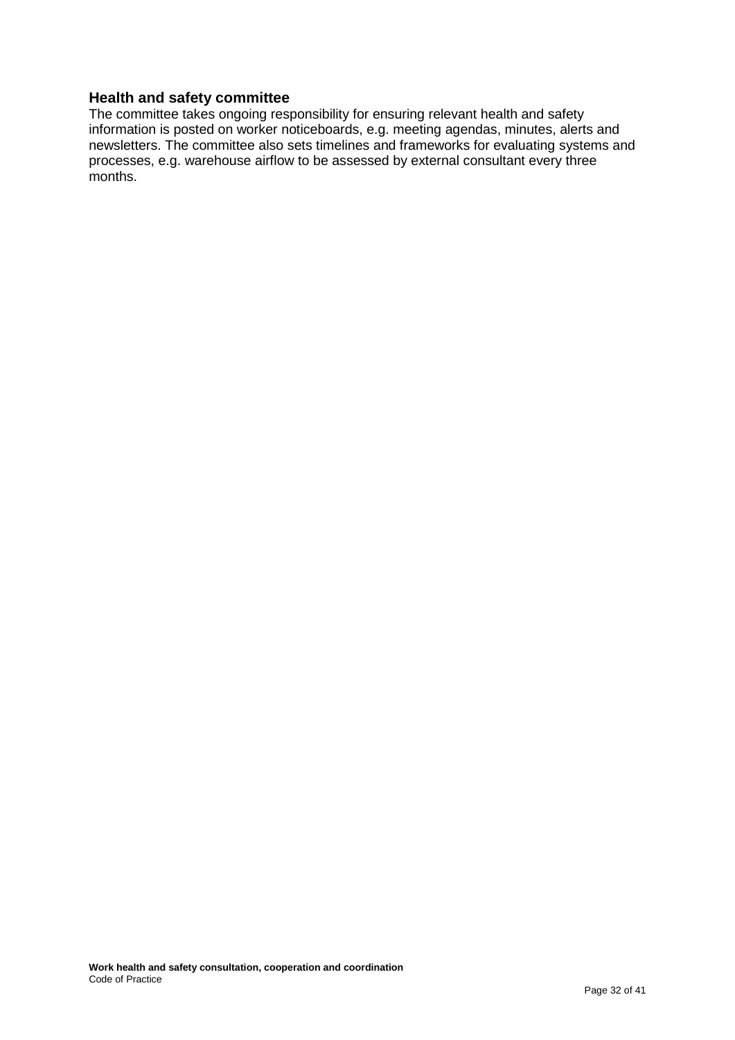### Health and safety committee

The committee takes ongoing responsibility for ensuring relevant health and safety information is posted on worker noticeboards, e.g. meeting agendas, minutes, alerts and newsletters. The committee also sets timelines and frameworks for evaluating systems and processes, e.g. warehouse airflow to be assessed by external consultant every three months.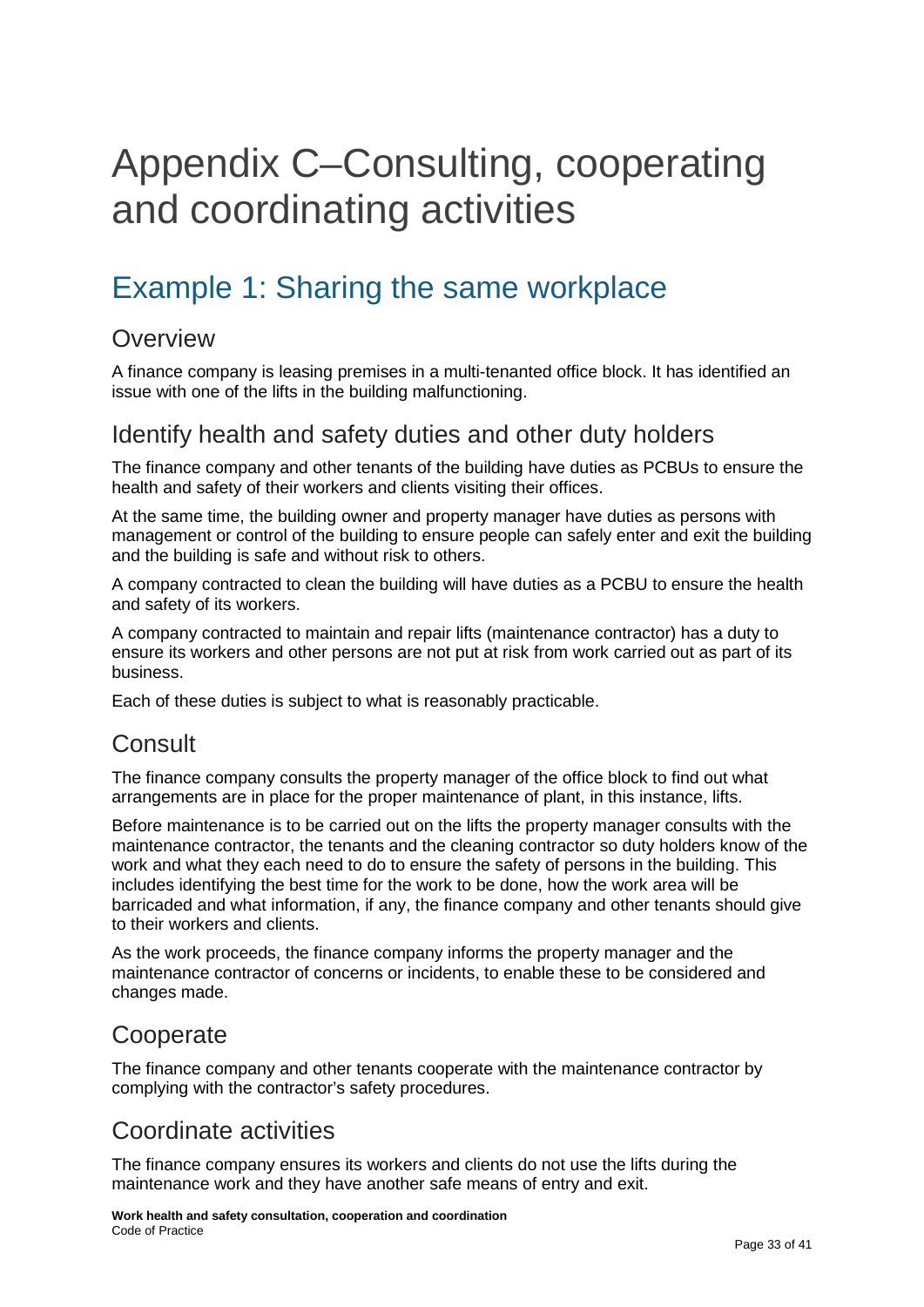# Appendix C–Consulting, cooperating and coordinating activities

## Example 1: Sharing the same workplace

### Overview

A finance company is leasing premises in a multi-tenanted office block. It has identified an issue with one of the lifts in the building malfunctioning.

### Identify health and safety duties and other duty holders

The finance company and other tenants of the building have duties as PCBUs to ensure the health and safety of their workers and clients visiting their offices.

At the same time, the building owner and property manager have duties as persons with management or control of the building to ensure people can safely enter and exit the building and the building is safe and without risk to others.

A company contracted to clean the building will have duties as a PCBU to ensure the health and safety of its workers.

A company contracted to maintain and repair lifts (maintenance contractor) has a duty to ensure its workers and other persons are not put at risk from work carried out as part of its business.

Each of these duties is subject to what is reasonably practicable.

### Consult

The finance company consults the property manager of the office block to find out what arrangements are in place for the proper maintenance of plant, in this instance, lifts.

Before maintenance is to be carried out on the lifts the property manager consults with the maintenance contractor, the tenants and the cleaning contractor so duty holders know of the work and what they each need to do to ensure the safety of persons in the building. This includes identifying the best time for the work to be done, how the work area will be barricaded and what information, if any, the finance company and other tenants should give to their workers and clients.

As the work proceeds, the finance company informs the property manager and the maintenance contractor of concerns or incidents, to enable these to be considered and changes made.

### Cooperate

The finance company and other tenants cooperate with the maintenance contractor by complying with the contractor's safety procedures.

### Coordinate activities

The finance company ensures its workers and clients do not use the lifts during the maintenance work and they have another safe means of entry and exit.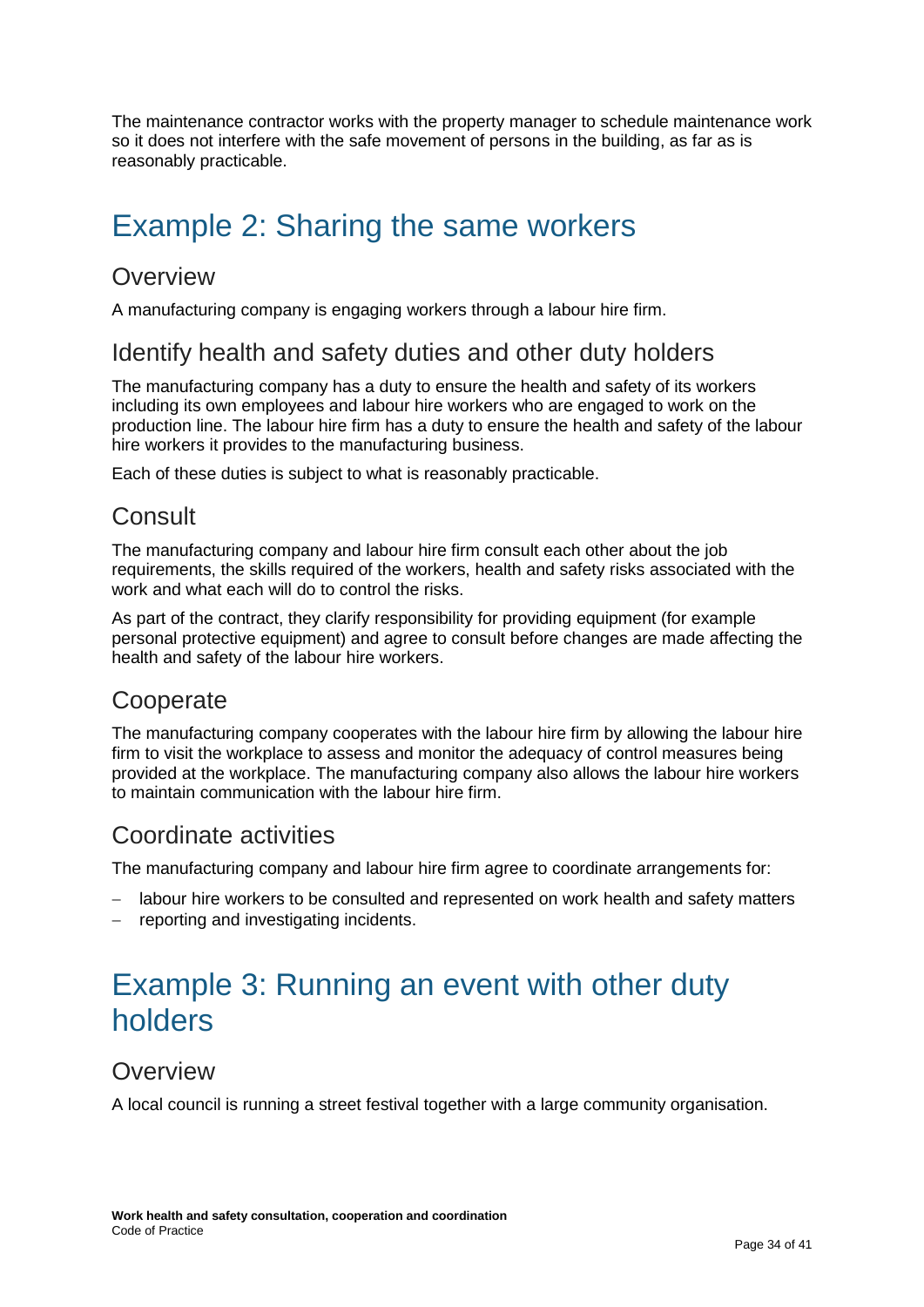The maintenance contractor works with the property manager to schedule maintenance work so it does not interfere with the safe movement of persons in the building, as far as is reasonably practicable.

# Example 2: Sharing the same workers

## Overview

A manufacturing company is engaging workers through a labour hire firm.

## Identify health and safety duties and other duty holders

The manufacturing company has a duty to ensure the health and safety of its workers including its own employees and labour hire workers who are engaged to work on the production line. The labour hire firm has a duty to ensure the health and safety of the labour hire workers it provides to the manufacturing business.

Each of these duties is subject to what is reasonably practicable.

## Consult

The manufacturing company and labour hire firm consult each other about the job requirements, the skills required of the workers, health and safety risks associated with the work and what each will do to control the risks.

As part of the contract, they clarify responsibility for providing equipment (for example personal protective equipment) and agree to consult before changes are made affecting the health and safety of the labour hire workers.

## Cooperate

The manufacturing company cooperates with the labour hire firm by allowing the labour hire firm to visit the workplace to assess and monitor the adequacy of control measures being provided at the workplace. The manufacturing company also allows the labour hire workers to maintain communication with the labour hire firm.

## Coordinate activities

The manufacturing company and labour hire firm agree to coordinate arrangements for:

- labour hire workers to be consulted and represented on work health and safety matters
- reporting and investigating incidents.

# Example 3: Running an event with other duty holders

## Overview

A local council is running a street festival together with a large community organisation.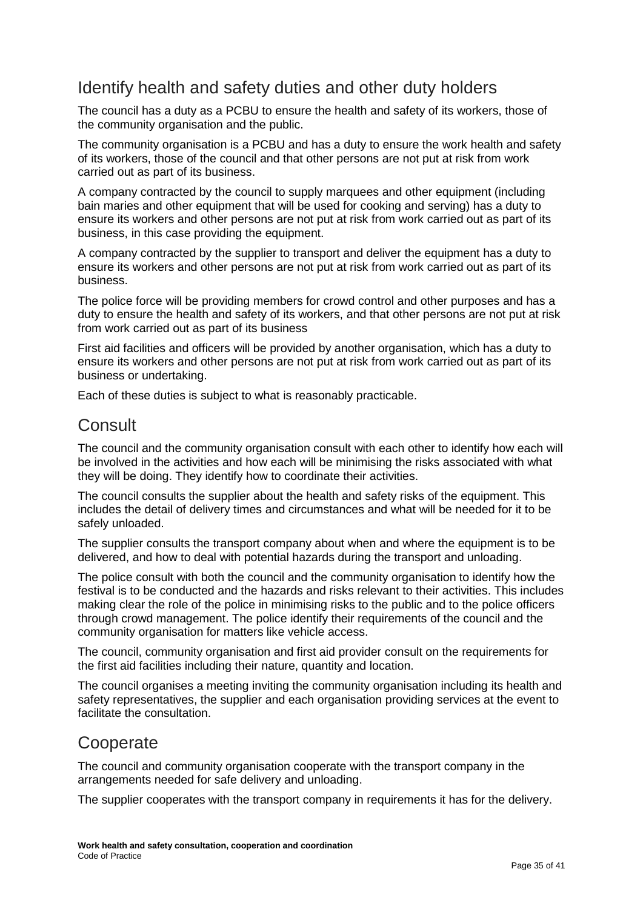## Identify health and safety duties and other duty holders

The council has a duty as a PCBU to ensure the health and safety of its workers, those of the community organisation and the public.

The community organisation is a PCBU and has a duty to ensure the work health and safety of its workers, those of the council and that other persons are not put at risk from work carried out as part of its business.

A company contracted by the council to supply marquees and other equipment (including bain maries and other equipment that will be used for cooking and serving) has a duty to ensure its workers and other persons are not put at risk from work carried out as part of its business, in this case providing the equipment.

A company contracted by the supplier to transport and deliver the equipment has a duty to ensure its workers and other persons are not put at risk from work carried out as part of its business.

The police force will be providing members for crowd control and other purposes and has a duty to ensure the health and safety of its workers, and that other persons are not put at risk from work carried out as part of its business

First aid facilities and officers will be provided by another organisation, which has a duty to ensure its workers and other persons are not put at risk from work carried out as part of its business or undertaking.

Each of these duties is subject to what is reasonably practicable.

## Consult

The council and the community organisation consult with each other to identify how each will be involved in the activities and how each will be minimising the risks associated with what they will be doing. They identify how to coordinate their activities.

The council consults the supplier about the health and safety risks of the equipment. This includes the detail of delivery times and circumstances and what will be needed for it to be safely unloaded.

The supplier consults the transport company about when and where the equipment is to be delivered, and how to deal with potential hazards during the transport and unloading.

The police consult with both the council and the community organisation to identify how the festival is to be conducted and the hazards and risks relevant to their activities. This includes making clear the role of the police in minimising risks to the public and to the police officers through crowd management. The police identify their requirements of the council and the community organisation for matters like vehicle access.

The council, community organisation and first aid provider consult on the requirements for the first aid facilities including their nature, quantity and location.

The council organises a meeting inviting the community organisation including its health and safety representatives, the supplier and each organisation providing services at the event to facilitate the consultation.

## Cooperate

The council and community organisation cooperate with the transport company in the arrangements needed for safe delivery and unloading.

The supplier cooperates with the transport company in requirements it has for the delivery.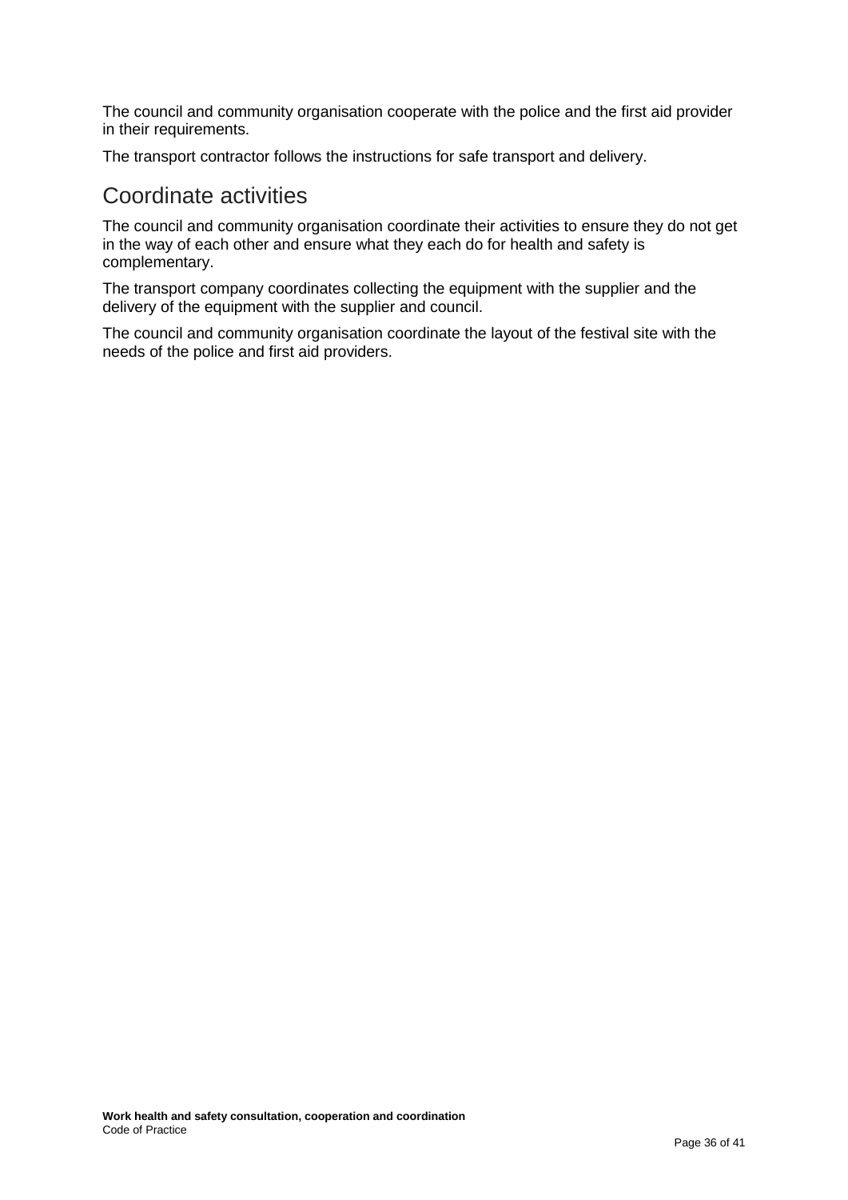The council and community organisation cooperate with the police and the first aid provider in their requirements.

The transport contractor follows the instructions for safe transport and delivery.

## Coordinate activities

The council and community organisation coordinate their activities to ensure they do not get in the way of each other and ensure what they each do for health and safety is complementary.

The transport company coordinates collecting the equipment with the supplier and the delivery of the equipment with the supplier and council.

The council and community organisation coordinate the layout of the festival site with the needs of the police and first aid providers.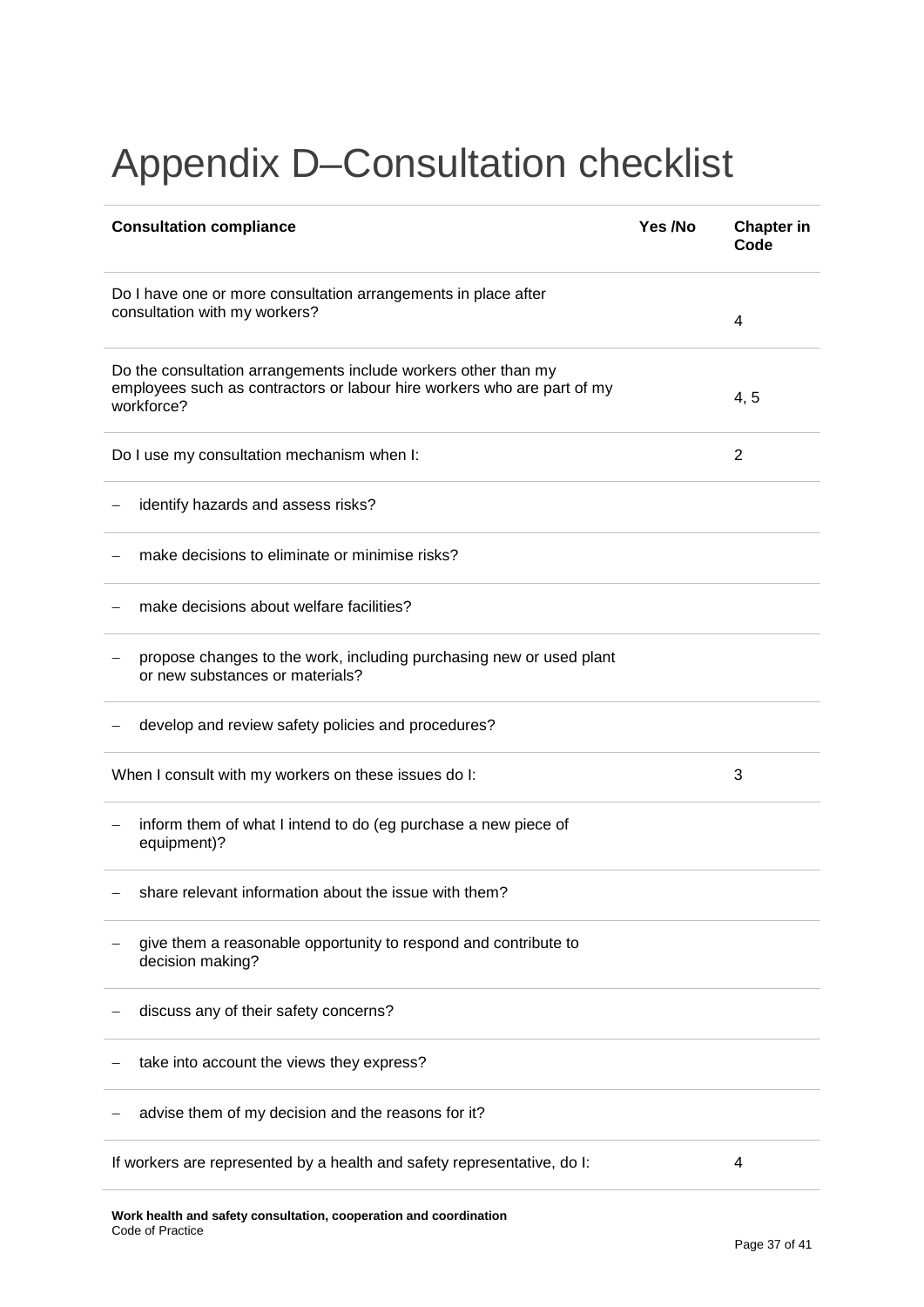# Appendix D–Consultation checklist

| Consultation compliance | Yes /No | Chapter in Code |
|---|---|---|
| Do I have one or more consultation arrangements in place after consultation with my workers? | | 4 |
| Do the consultation arrangements include workers other than my employees such as contractors or labour hire workers who are part of my workforce? | | 4, 5 |
| Do I use my consultation mechanism when I: | | 2 |
| – identify hazards and assess risks? | | |
| – make decisions to eliminate or minimise risks? | | |
| – make decisions about welfare facilities? | | |
| – propose changes to the work, including purchasing new or used plant or new substances or materials? | | |
| – develop and review safety policies and procedures? | | |
| When I consult with my workers on these issues do I: | | 3 |
| – inform them of what I intend to do (eg purchase a new piece of equipment)? | | |
| – share relevant information about the issue with them? | | |
| – give them a reasonable opportunity to respond and contribute to decision making? | | |
| – discuss any of their safety concerns? | | |
| – take into account the views they express? | | |
| – advise them of my decision and the reasons for it? | | |
| If workers are represented by a health and safety representative, do I: | | 4 |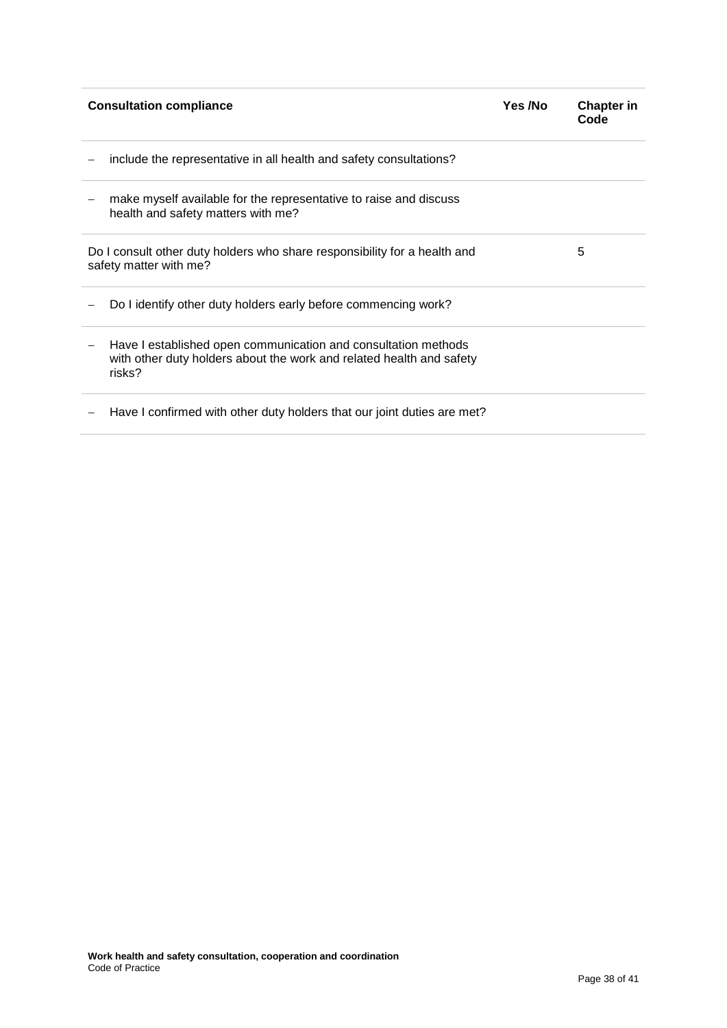| Consultation compliance | Yes /No | Chapter in Code |
|---|---|---|
| – include the representative in all health and safety consultations? | | |
| – make myself available for the representative to raise and discuss health and safety matters with me? | | |
| Do I consult other duty holders who share responsibility for a health and safety matter with me? | | 5 |
| – Do I identify other duty holders early before commencing work? | | |
| – Have I established open communication and consultation methods with other duty holders about the work and related health and safety risks? | | |
| – Have I confirmed with other duty holders that our joint duties are met? | | |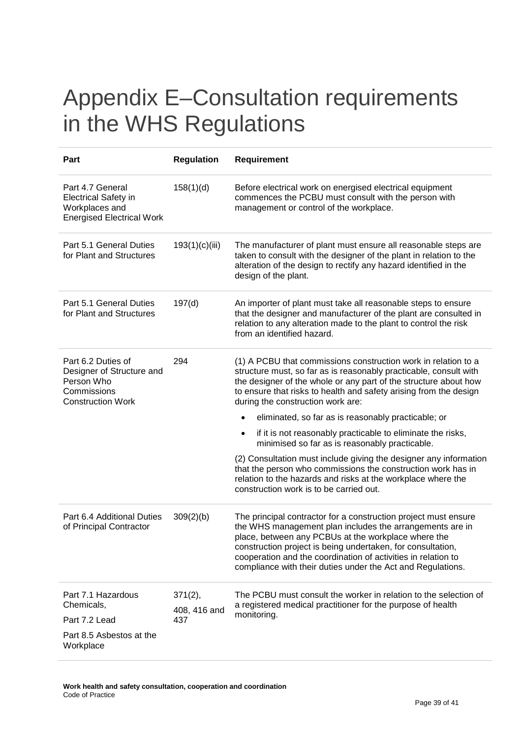# Appendix E–Consultation requirements in the WHS Regulations

| Part | Regulation | Requirement |
|---|---|---|
| Part 4.7 General Electrical Safety in Workplaces and Energised Electrical Work | 158(1)(d) | Before electrical work on energised electrical equipment commences the PCBU must consult with the person with management or control of the workplace. |
| Part 5.1 General Duties for Plant and Structures | 193(1)(c)(iii) | The manufacturer of plant must ensure all reasonable steps are taken to consult with the designer of the plant in relation to the alteration of the design to rectify any hazard identified in the design of the plant. |
| Part 5.1 General Duties for Plant and Structures | 197(d) | An importer of plant must take all reasonable steps to ensure that the designer and manufacturer of the plant are consulted in relation to any alteration made to the plant to control the risk from an identified hazard. |
| Part 6.2 Duties of Designer of Structure and Person Who Commissions Construction Work | 294 | (1) A PCBU that commissions construction work in relation to a structure must, so far as is reasonably practicable, consult with the designer of the whole or any part of the structure about how to ensure that risks to health and safety arising from the design during the construction work are:<br>• eliminated, so far as is reasonably practicable; or<br>• if it is not reasonably practicable to eliminate the risks, minimised so far as is reasonably practicable.<br>(2) Consultation must include giving the designer any information that the person who commissions the construction work has in relation to the hazards and risks at the workplace where the construction work is to be carried out. |
| Part 6.4 Additional Duties of Principal Contractor | 309(2)(b) | The principal contractor for a construction project must ensure the WHS management plan includes the arrangements are in place, between any PCBUs at the workplace where the construction project is being undertaken, for consultation, cooperation and the coordination of activities in relation to compliance with their duties under the Act and Regulations. |
| Part 7.1 Hazardous Chemicals,<br>Part 7.2 Lead<br>Part 8.5 Asbestos at the Workplace | 371(2),<br>408, 416 and 437 | The PCBU must consult the worker in relation to the selection of a registered medical practitioner for the purpose of health monitoring. |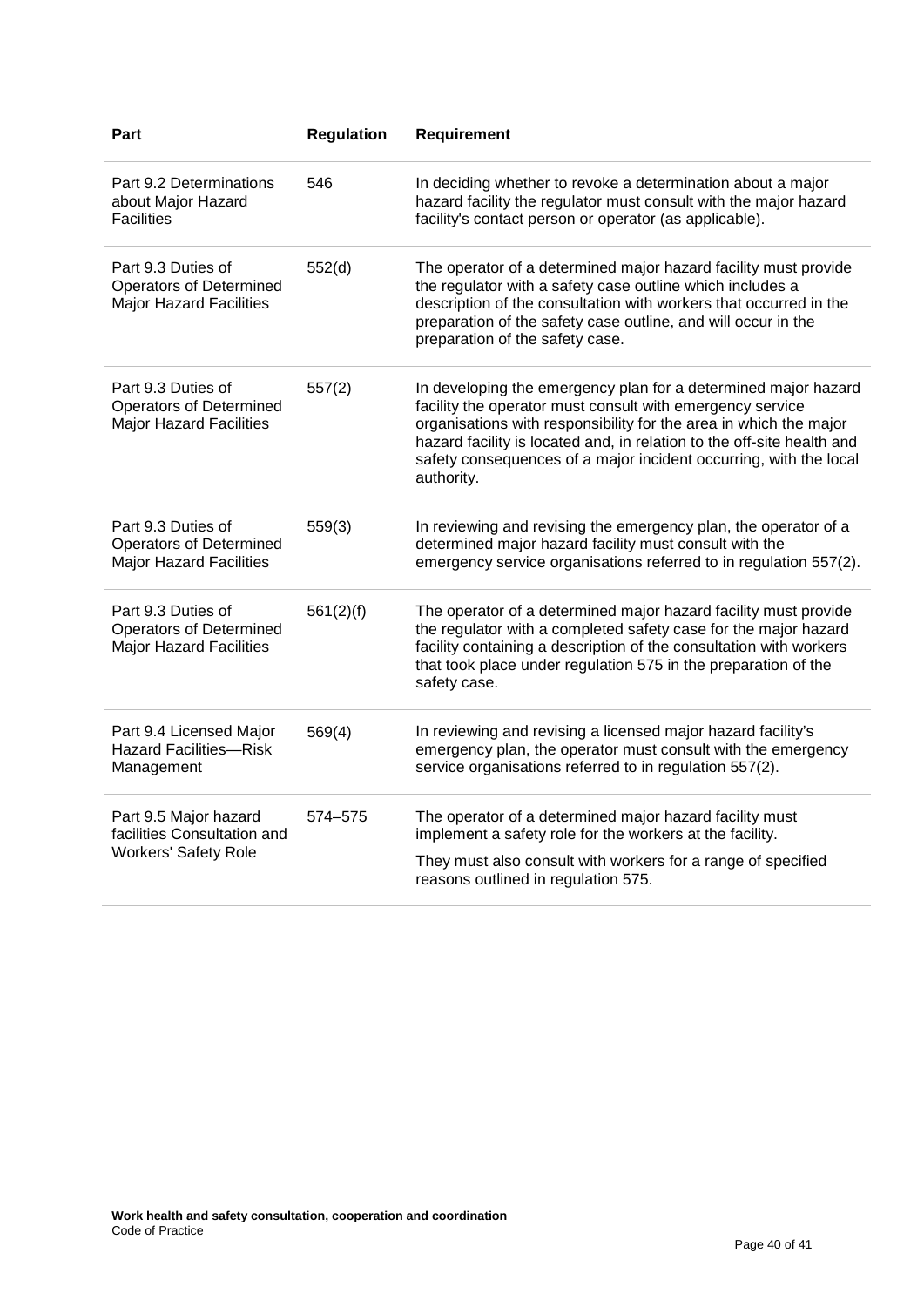| Part | Regulation | Requirement |
|---|---|---|
| Part 9.2 Determinations about Major Hazard Facilities | 546 | In deciding whether to revoke a determination about a major hazard facility the regulator must consult with the major hazard facility's contact person or operator (as applicable). |
| Part 9.3 Duties of Operators of Determined Major Hazard Facilities | 552(d) | The operator of a determined major hazard facility must provide the regulator with a safety case outline which includes a description of the consultation with workers that occurred in the preparation of the safety case outline, and will occur in the preparation of the safety case. |
| Part 9.3 Duties of Operators of Determined Major Hazard Facilities | 557(2) | In developing the emergency plan for a determined major hazard facility the operator must consult with emergency service organisations with responsibility for the area in which the major hazard facility is located and, in relation to the off-site health and safety consequences of a major incident occurring, with the local authority. |
| Part 9.3 Duties of Operators of Determined Major Hazard Facilities | 559(3) | In reviewing and revising the emergency plan, the operator of a determined major hazard facility must consult with the emergency service organisations referred to in regulation 557(2). |
| Part 9.3 Duties of Operators of Determined Major Hazard Facilities | 561(2)(f) | The operator of a determined major hazard facility must provide the regulator with a completed safety case for the major hazard facility containing a description of the consultation with workers that took place under regulation 575 in the preparation of the safety case. |
| Part 9.4 Licensed Major Hazard Facilities—Risk Management | 569(4) | In reviewing and revising a licensed major hazard facility's emergency plan, the operator must consult with the emergency service organisations referred to in regulation 557(2). |
| Part 9.5 Major hazard facilities Consultation and Workers' Safety Role | 574–575 | The operator of a determined major hazard facility must implement a safety role for the workers at the facility. They must also consult with workers for a range of specified reasons outlined in regulation 575. |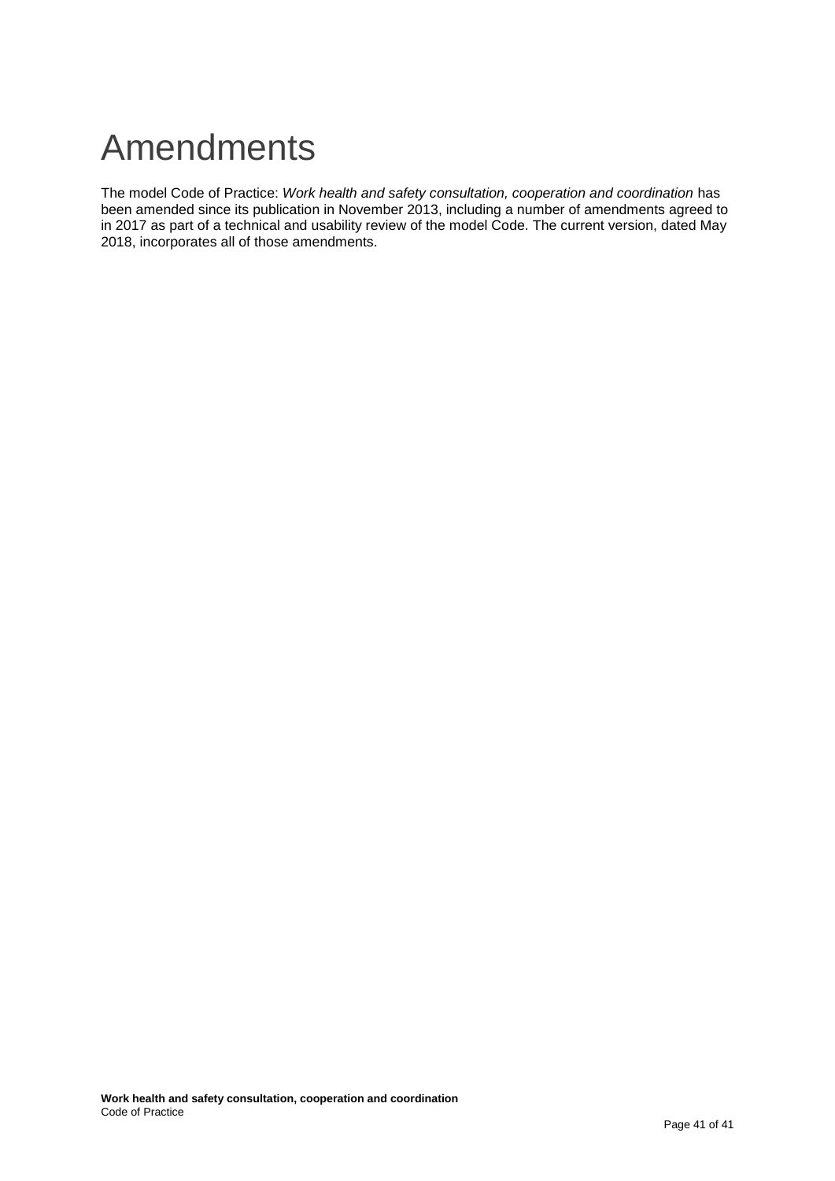# Amendments

The model Code of Practice: *Work health and safety consultation, cooperation and coordination* has been amended since its publication in November 2013, including a number of amendments agreed to in 2017 as part of a technical and usability review of the model Code. The current version, dated May 2018, incorporates all of those amendments.